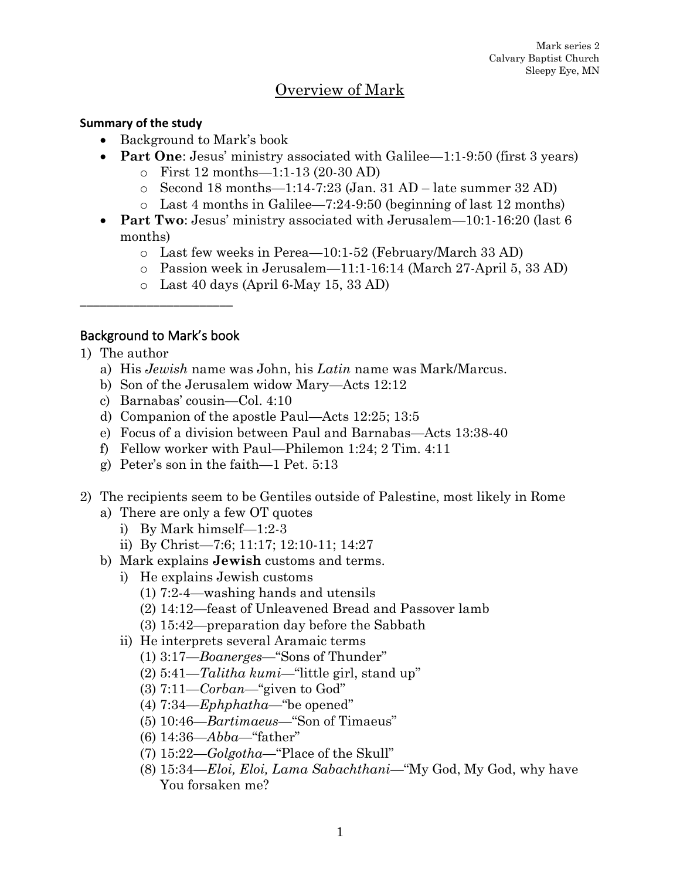Mark series 2
Calvary Baptist Church
Sleepy Eye, MN

# Overview of Mark

**Summary of the study**

- Background to Mark's book
- **Part One**: Jesus' ministry associated with Galilee—1:1-9:50 (first 3 years)
  - First 12 months—1:1-13 (20-30 AD)
  - Second 18 months—1:14-7:23 (Jan. 31 AD – late summer 32 AD)
  - Last 4 months in Galilee—7:24-9:50 (beginning of last 12 months)
- **Part Two**: Jesus' ministry associated with Jerusalem—10:1-16:20 (last 6 months)
  - Last few weeks in Perea—10:1-52 (February/March 33 AD)
  - Passion week in Jerusalem—11:1-16:14 (March 27-April 5, 33 AD)
  - Last 40 days (April 6-May 15, 33 AD)

---

## Background to Mark's book

1) The author
   a) His *Jewish* name was John, his *Latin* name was Mark/Marcus.
   b) Son of the Jerusalem widow Mary—Acts 12:12
   c) Barnabas' cousin—Col. 4:10
   d) Companion of the apostle Paul—Acts 12:25; 13:5
   e) Focus of a division between Paul and Barnabas—Acts 13:38-40
   f) Fellow worker with Paul—Philemon 1:24; 2 Tim. 4:11
   g) Peter's son in the faith—1 Pet. 5:13

2) The recipients seem to be Gentiles outside of Palestine, most likely in Rome
   a) There are only a few OT quotes
      i) By Mark himself—1:2-3
      ii) By Christ—7:6; 11:17; 12:10-11; 14:27
   b) Mark explains **Jewish** customs and terms.
      i) He explains Jewish customs
         (1) 7:2-4—washing hands and utensils
         (2) 14:12—feast of Unleavened Bread and Passover lamb
         (3) 15:42—preparation day before the Sabbath
      ii) He interprets several Aramaic terms
         (1) 3:17—*Boanerges*—"Sons of Thunder"
         (2) 5:41—*Talitha kumi*—"little girl, stand up"
         (3) 7:11—*Corban*—"given to God"
         (4) 7:34—*Ephphatha*—"be opened"
         (5) 10:46—*Bartimaeus*—"Son of Timaeus"
         (6) 14:36—*Abba*—"father"
         (7) 15:22—*Golgotha*—"Place of the Skull"
         (8) 15:34—*Eloi, Eloi, Lama Sabachthani*—"My God, My God, why have You forsaken me?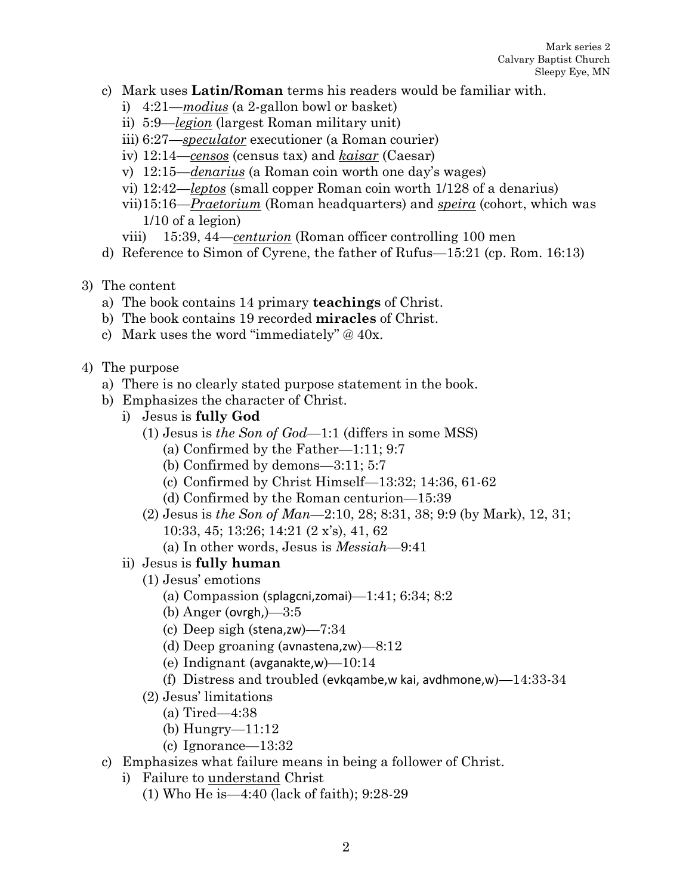c) Mark uses **Latin/Roman** terms his readers would be familiar with.
   i) 4:21—***modius*** (a 2-gallon bowl or basket)
   ii) 5:9—***legion*** (largest Roman military unit)
   iii) 6:27—***speculator*** executioner (a Roman courier)
   iv) 12:14—***censos*** (census tax) and ***kaisar*** (Caesar)
   v) 12:15—***denarius*** (a Roman coin worth one day's wages)
   vi) 12:42—***leptos*** (small copper Roman coin worth 1/128 of a denarius)
   vii) 15:16—***Praetorium*** (Roman headquarters) and ***speira*** (cohort, which was 1/10 of a legion)
   viii) 15:39, 44—***centurion*** (Roman officer controlling 100 men
d) Reference to Simon of Cyrene, the father of Rufus—15:21 (cp. Rom. 16:13)

3) The content
   a) The book contains 14 primary **teachings** of Christ.
   b) The book contains 19 recorded **miracles** of Christ.
   c) Mark uses the word "immediately" @ 40x.

4) The purpose
   a) There is no clearly stated purpose statement in the book.
   b) Emphasizes the character of Christ.
      i) Jesus is **fully God**
         (1) Jesus is *the Son of God*—1:1 (differs in some MSS)
            (a) Confirmed by the Father—1:11; 9:7
            (b) Confirmed by demons—3:11; 5:7
            (c) Confirmed by Christ Himself—13:32; 14:36, 61-62
            (d) Confirmed by the Roman centurion—15:39
         (2) Jesus is *the Son of Man*—2:10, 28; 8:31, 38; 9:9 (by Mark), 12, 31; 10:33, 45; 13:26; 14:21 (2 x's), 41, 62
            (a) In other words, Jesus is *Messiah*—9:41
      ii) Jesus is **fully human**
         (1) Jesus' emotions
            (a) Compassion (splagcni,zomai)—1:41; 6:34; 8:2
            (b) Anger (ovrgh,)—3:5
            (c) Deep sigh (stena,zw)—7:34
            (d) Deep groaning (avnastena,zw)—8:12
            (e) Indignant (avganakte,w)—10:14
            (f) Distress and troubled (evkqambe,w kai, avdhmone,w)—14:33-34
         (2) Jesus' limitations
            (a) Tired—4:38
            (b) Hungry—11:12
            (c) Ignorance—13:32
   c) Emphasizes what failure means in being a follower of Christ.
      i) Failure to <u>understand</u> Christ
         (1) Who He is—4:40 (lack of faith); 9:28-29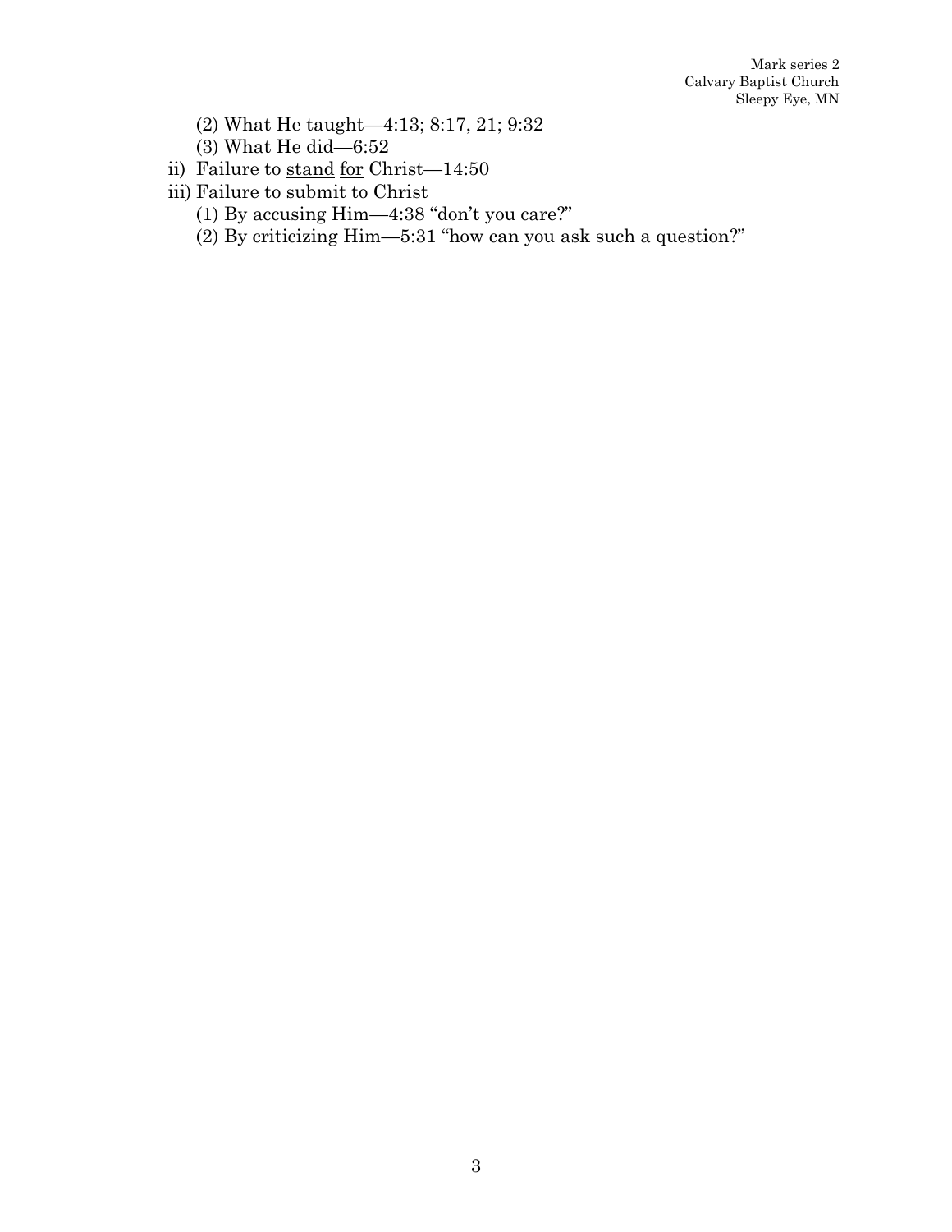(2) What He taught—4:13; 8:17, 21; 9:32

(3) What He did—6:52

ii) Failure to <u>stand</u> <u>for</u> Christ—14:50

iii) Failure to <u>submit</u> <u>to</u> Christ

(1) By accusing Him—4:38 "don't you care?"

(2) By criticizing Him—5:31 "how can you ask such a question?"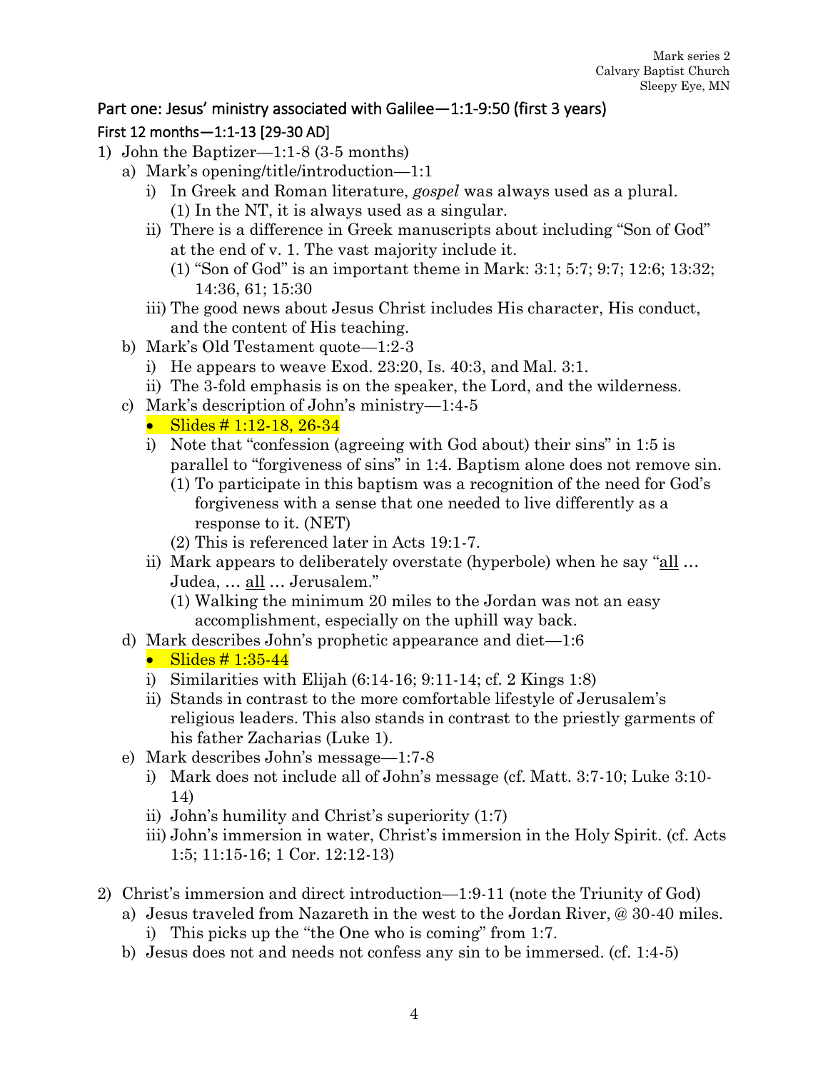## Part one: Jesus' ministry associated with Galilee—1:1-9:50 (first 3 years)

### First 12 months—1:1-13 [29-30 AD]

1) John the Baptizer—1:1-8 (3-5 months)
   a) Mark's opening/title/introduction—1:1
      i) In Greek and Roman literature, *gospel* was always used as a plural.
         (1) In the NT, it is always used as a singular.
      ii) There is a difference in Greek manuscripts about including "Son of God" at the end of v. 1. The vast majority include it.
         (1) "Son of God" is an important theme in Mark: 3:1; 5:7; 9:7; 12:6; 13:32; 14:36, 61; 15:30
      iii) The good news about Jesus Christ includes His character, His conduct, and the content of His teaching.
   b) Mark's Old Testament quote—1:2-3
      i) He appears to weave Exod. 23:20, Is. 40:3, and Mal. 3:1.
      ii) The 3-fold emphasis is on the speaker, the Lord, and the wilderness.
   c) Mark's description of John's ministry—1:4-5
      - Slides # 1:12-18, 26-34
      i) Note that "confession (agreeing with God about) their sins" in 1:5 is parallel to "forgiveness of sins" in 1:4. Baptism alone does not remove sin.
         (1) To participate in this baptism was a recognition of the need for God's forgiveness with a sense that one needed to live differently as a response to it. (NET)
         (2) This is referenced later in Acts 19:1-7.
      ii) Mark appears to deliberately overstate (hyperbole) when he say "<u>all</u> … Judea, … <u>all</u> … Jerusalem."
         (1) Walking the minimum 20 miles to the Jordan was not an easy accomplishment, especially on the uphill way back.
   d) Mark describes John's prophetic appearance and diet—1:6
      - Slides # 1:35-44
      i) Similarities with Elijah (6:14-16; 9:11-14; cf. 2 Kings 1:8)
      ii) Stands in contrast to the more comfortable lifestyle of Jerusalem's religious leaders. This also stands in contrast to the priestly garments of his father Zacharias (Luke 1).
   e) Mark describes John's message—1:7-8
      i) Mark does not include all of John's message (cf. Matt. 3:7-10; Luke 3:10-14)
      ii) John's humility and Christ's superiority (1:7)
      iii) John's immersion in water, Christ's immersion in the Holy Spirit. (cf. Acts 1:5; 11:15-16; 1 Cor. 12:12-13)

2) Christ's immersion and direct introduction—1:9-11 (note the Triunity of God)
   a) Jesus traveled from Nazareth in the west to the Jordan River, @ 30-40 miles.
      i) This picks up the "the One who is coming" from 1:7.
   b) Jesus does not and needs not confess any sin to be immersed. (cf. 1:4-5)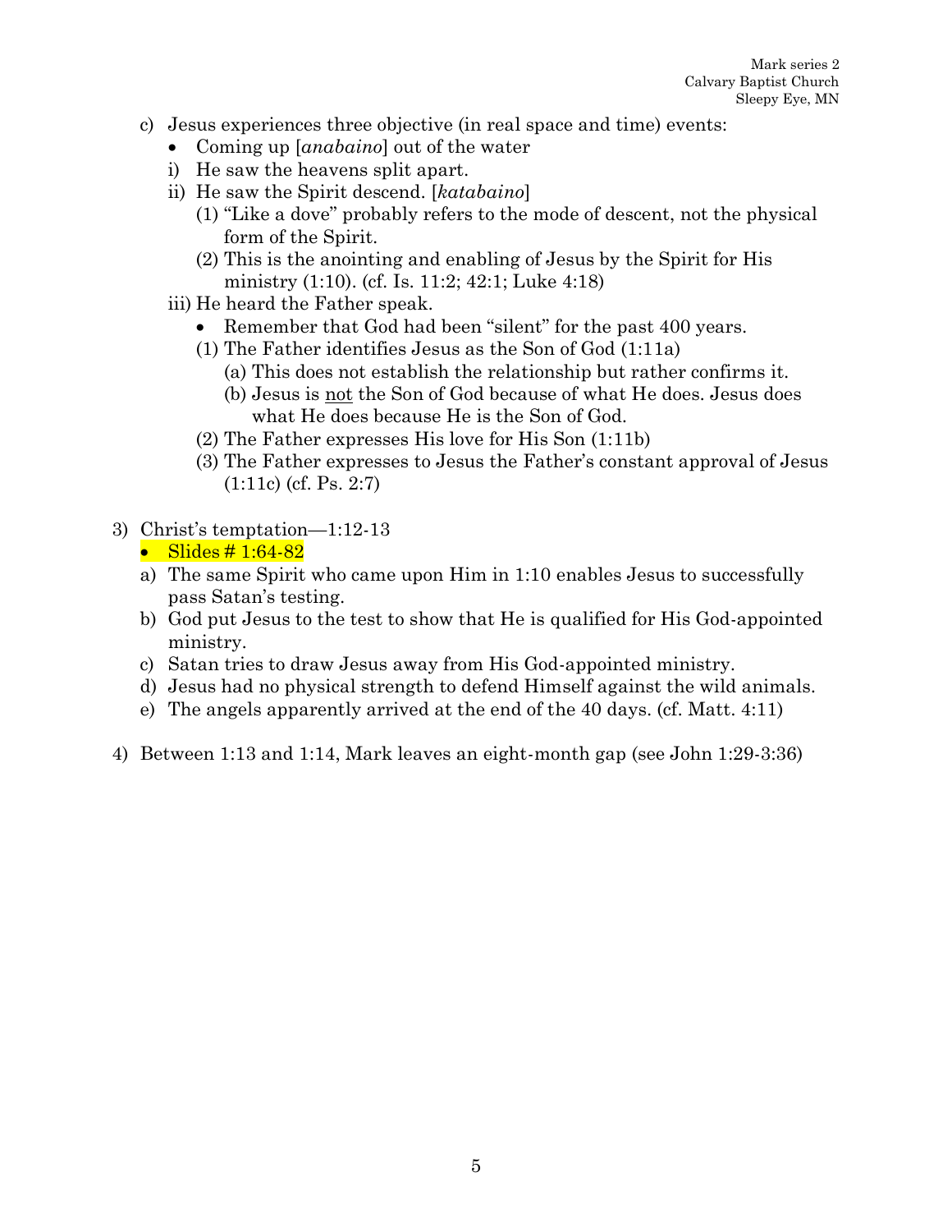c) Jesus experiences three objective (in real space and time) events:
   - Coming up [*anabaino*] out of the water
   
   i) He saw the heavens split apart.
   
   ii) He saw the Spirit descend. [*katabaino*]
      
      (1) “Like a dove” probably refers to the mode of descent, not the physical form of the Spirit.
      
      (2) This is the anointing and enabling of Jesus by the Spirit for His ministry (1:10). (cf. Is. 11:2; 42:1; Luke 4:18)
   
   iii) He heard the Father speak.
      - Remember that God had been “silent” for the past 400 years.
      
      (1) The Father identifies Jesus as the Son of God (1:11a)
         
         (a) This does not establish the relationship but rather confirms it.
         
         (b) Jesus is not the Son of God because of what He does. Jesus does what He does because He is the Son of God.
      
      (2) The Father expresses His love for His Son (1:11b)
      
      (3) The Father expresses to Jesus the Father’s constant approval of Jesus (1:11c) (cf. Ps. 2:7)

3) Christ’s temptation—1:12-13
   - Slides # 1:64-82
   
   a) The same Spirit who came upon Him in 1:10 enables Jesus to successfully pass Satan’s testing.
   
   b) God put Jesus to the test to show that He is qualified for His God-appointed ministry.
   
   c) Satan tries to draw Jesus away from His God-appointed ministry.
   
   d) Jesus had no physical strength to defend Himself against the wild animals.
   
   e) The angels apparently arrived at the end of the 40 days. (cf. Matt. 4:11)

4) Between 1:13 and 1:14, Mark leaves an eight-month gap (see John 1:29-3:36)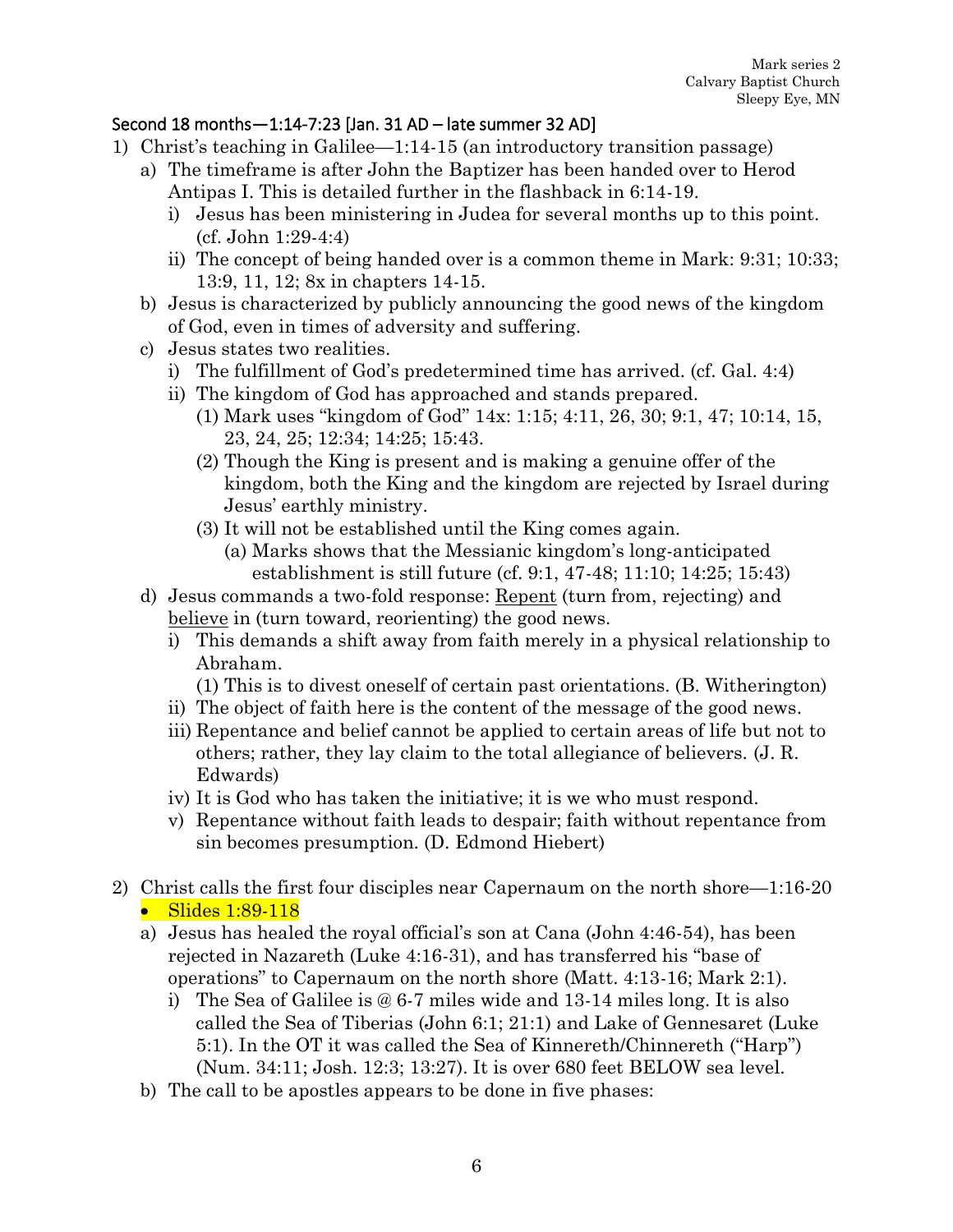## Second 18 months—1:14-7:23 [Jan. 31 AD – late summer 32 AD]

1) Christ's teaching in Galilee—1:14-15 (an introductory transition passage)
   a) The timeframe is after John the Baptizer has been handed over to Herod Antipas I. This is detailed further in the flashback in 6:14-19.
      i) Jesus has been ministering in Judea for several months up to this point. (cf. John 1:29-4:4)
      ii) The concept of being handed over is a common theme in Mark: 9:31; 10:33; 13:9, 11, 12; 8x in chapters 14-15.
   b) Jesus is characterized by publicly announcing the good news of the kingdom of God, even in times of adversity and suffering.
   c) Jesus states two realities.
      i) The fulfillment of God's predetermined time has arrived. (cf. Gal. 4:4)
      ii) The kingdom of God has approached and stands prepared.
         (1) Mark uses "kingdom of God" 14x: 1:15; 4:11, 26, 30; 9:1, 47; 10:14, 15, 23, 24, 25; 12:34; 14:25; 15:43.
         (2) Though the King is present and is making a genuine offer of the kingdom, both the King and the kingdom are rejected by Israel during Jesus' earthly ministry.
         (3) It will not be established until the King comes again.
            (a) Marks shows that the Messianic kingdom's long-anticipated establishment is still future (cf. 9:1, 47-48; 11:10; 14:25; 15:43)
   d) Jesus commands a two-fold response: <u>Repent</u> (turn from, rejecting) and <u>believe</u> in (turn toward, reorienting) the good news.
      i) This demands a shift away from faith merely in a physical relationship to Abraham.
         (1) This is to divest oneself of certain past orientations. (B. Witherington)
      ii) The object of faith here is the content of the message of the good news.
      iii) Repentance and belief cannot be applied to certain areas of life but not to others; rather, they lay claim to the total allegiance of believers. (J. R. Edwards)
      iv) It is God who has taken the initiative; it is we who must respond.
      v) Repentance without faith leads to despair; faith without repentance from sin becomes presumption. (D. Edmond Hiebert)

2) Christ calls the first four disciples near Capernaum on the north shore—1:16-20
   - Slides 1:89-118
   a) Jesus has healed the royal official's son at Cana (John 4:46-54), has been rejected in Nazareth (Luke 4:16-31), and has transferred his "base of operations" to Capernaum on the north shore (Matt. 4:13-16; Mark 2:1).
      i) The Sea of Galilee is @ 6-7 miles wide and 13-14 miles long. It is also called the Sea of Tiberias (John 6:1; 21:1) and Lake of Gennesaret (Luke 5:1). In the OT it was called the Sea of Kinnereth/Chinnereth ("Harp") (Num. 34:11; Josh. 12:3; 13:27). It is over 680 feet BELOW sea level.
   b) The call to be apostles appears to be done in five phases: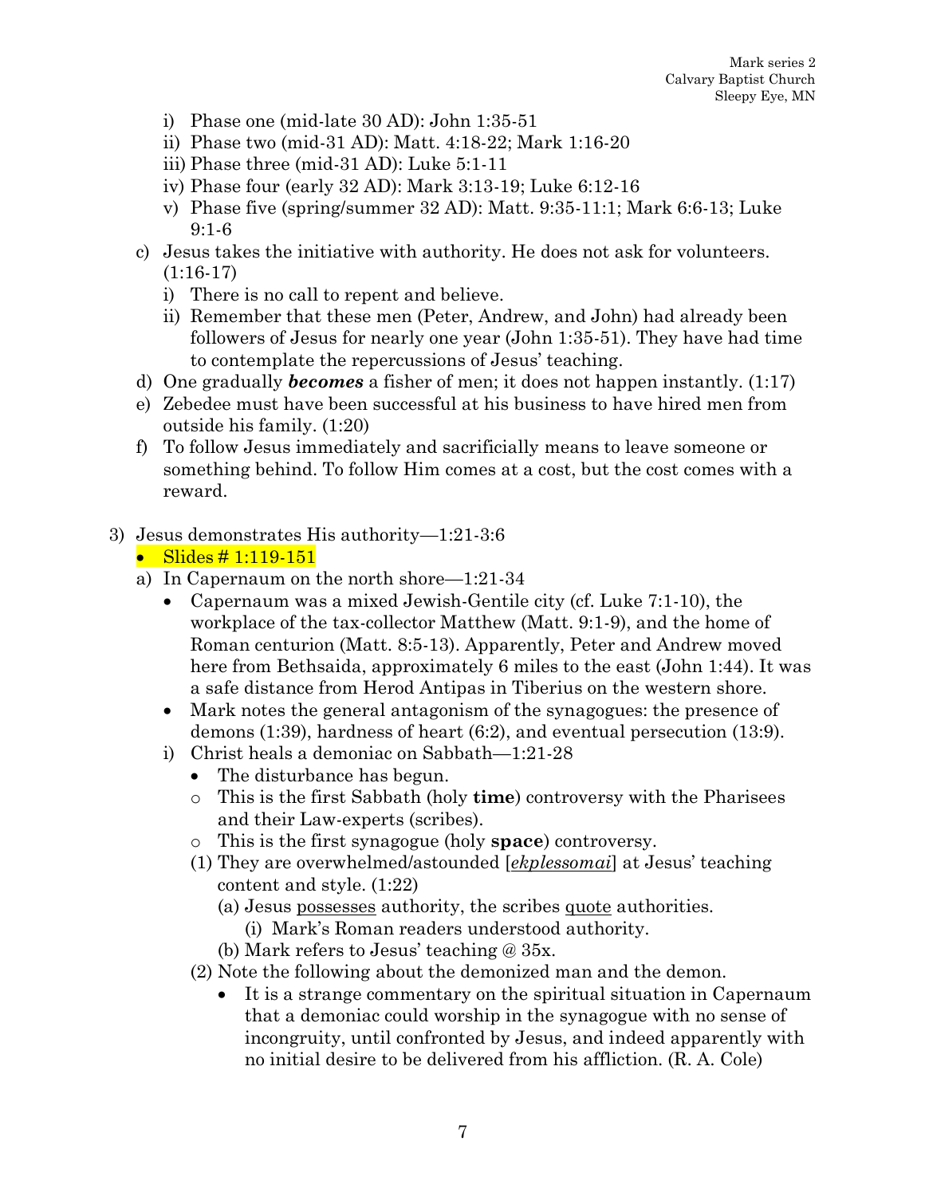- i) Phase one (mid-late 30 AD): John 1:35-51
   - ii) Phase two (mid-31 AD): Matt. 4:18-22; Mark 1:16-20
   - iii) Phase three (mid-31 AD): Luke 5:1-11
   - iv) Phase four (early 32 AD): Mark 3:13-19; Luke 6:12-16
   - v) Phase five (spring/summer 32 AD): Matt. 9:35-11:1; Mark 6:6-13; Luke 9:1-6
 - c) Jesus takes the initiative with authority. He does not ask for volunteers. (1:16-17)
   - i) There is no call to repent and believe.
   - ii) Remember that these men (Peter, Andrew, and John) had already been followers of Jesus for nearly one year (John 1:35-51). They have had time to contemplate the repercussions of Jesus' teaching.
 - d) One gradually ***becomes*** a fisher of men; it does not happen instantly. (1:17)
 - e) Zebedee must have been successful at his business to have hired men from outside his family. (1:20)
 - f) To follow Jesus immediately and sacrificially means to leave someone or something behind. To follow Him comes at a cost, but the cost comes with a reward.

3) Jesus demonstrates His authority—1:21-3:6
 - Slides # 1:119-151
 - a) In Capernaum on the north shore—1:21-34
   - Capernaum was a mixed Jewish-Gentile city (cf. Luke 7:1-10), the workplace of the tax-collector Matthew (Matt. 9:1-9), and the home of Roman centurion (Matt. 8:5-13). Apparently, Peter and Andrew moved here from Bethsaida, approximately 6 miles to the east (John 1:44). It was a safe distance from Herod Antipas in Tiberius on the western shore.
   - Mark notes the general antagonism of the synagogues: the presence of demons (1:39), hardness of heart (6:2), and eventual persecution (13:9).
   - i) Christ heals a demoniac on Sabbath—1:21-28
     - The disturbance has begun.
     - This is the first Sabbath (holy **time**) controversy with the Pharisees and their Law-experts (scribes).
     - This is the first synagogue (holy **space**) controversy.
     - (1) They are overwhelmed/astounded [*ekplessomai*] at Jesus' teaching content and style. (1:22)
       - (a) Jesus possesses authority, the scribes quote authorities.
         - (i) Mark's Roman readers understood authority.
       - (b) Mark refers to Jesus' teaching @ 35x.
     - (2) Note the following about the demonized man and the demon.
       - It is a strange commentary on the spiritual situation in Capernaum that a demoniac could worship in the synagogue with no sense of incongruity, until confronted by Jesus, and indeed apparently with no initial desire to be delivered from his affliction. (R. A. Cole)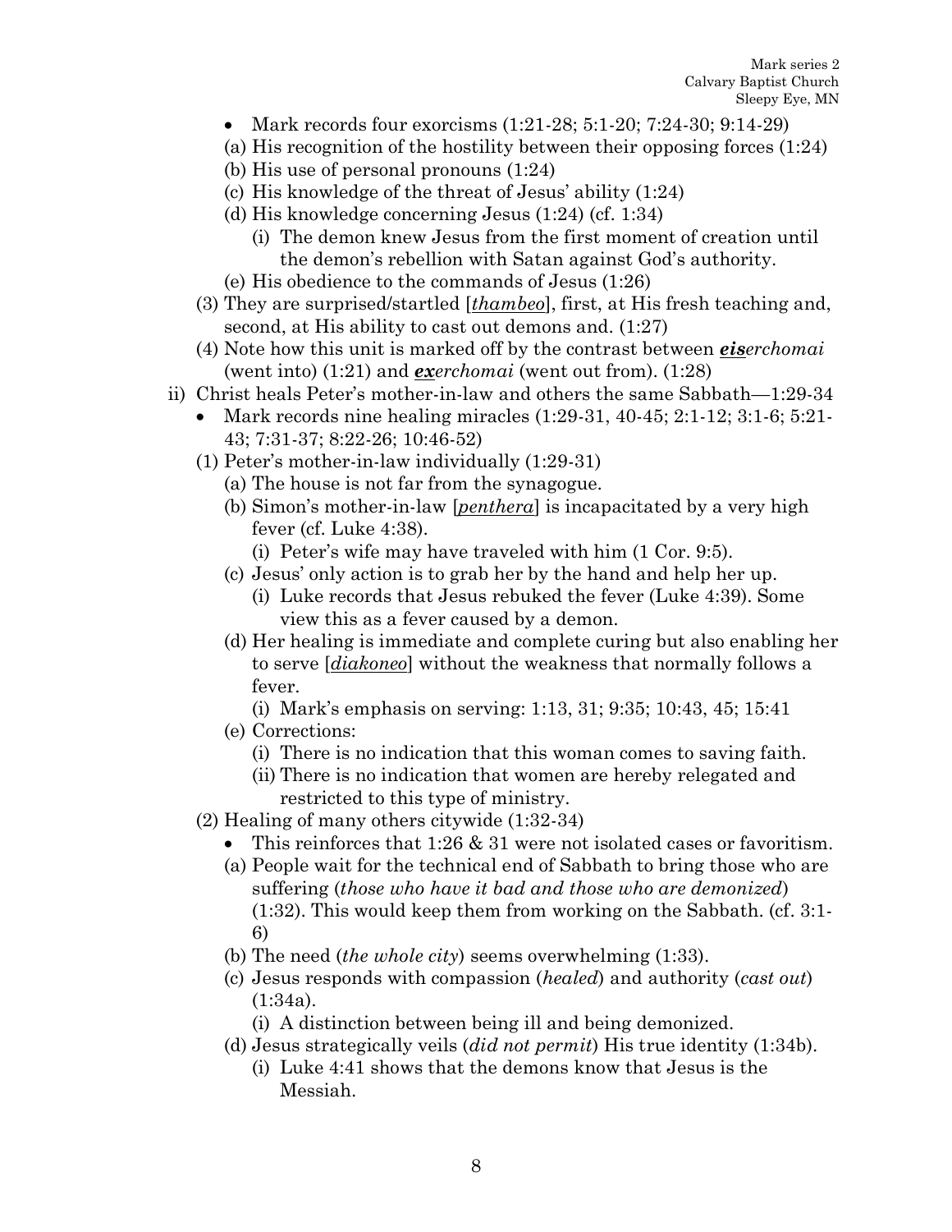- Mark records four exorcisms (1:21-28; 5:1-20; 7:24-30; 9:14-29)
  - (a) His recognition of the hostility between their opposing forces (1:24)
  - (b) His use of personal pronouns (1:24)
  - (c) His knowledge of the threat of Jesus' ability (1:24)
  - (d) His knowledge concerning Jesus (1:24) (cf. 1:34)
    - (i) The demon knew Jesus from the first moment of creation until the demon's rebellion with Satan against God's authority.
  - (e) His obedience to the commands of Jesus (1:26)

(3) They are surprised/startled [<u>*thambeo*</u>], first, at His fresh teaching and, second, at His ability to cast out demons and. (1:27)

(4) Note how this unit is marked off by the contrast between ***<u>eis</u>****erchomai* (went into) (1:21) and ***<u>ex</u>****erchomai* (went out from). (1:28)

ii) Christ heals Peter's mother-in-law and others the same Sabbath—1:29-34

- Mark records nine healing miracles (1:29-31, 40-45; 2:1-12; 3:1-6; 5:21-43; 7:31-37; 8:22-26; 10:46-52)

(1) Peter's mother-in-law individually (1:29-31)
  - (a) The house is not far from the synagogue.
  - (b) Simon's mother-in-law [<u>*penthera*</u>] is incapacitated by a very high fever (cf. Luke 4:38).
    - (i) Peter's wife may have traveled with him (1 Cor. 9:5).
  - (c) Jesus' only action is to grab her by the hand and help her up.
    - (i) Luke records that Jesus rebuked the fever (Luke 4:39). Some view this as a fever caused by a demon.
  - (d) Her healing is immediate and complete curing but also enabling her to serve [<u>*diakoneo*</u>] without the weakness that normally follows a fever.
    - (i) Mark's emphasis on serving: 1:13, 31; 9:35; 10:43, 45; 15:41
  - (e) Corrections:
    - (i) There is no indication that this woman comes to saving faith.
    - (ii) There is no indication that women are hereby relegated and restricted to this type of ministry.

(2) Healing of many others citywide (1:32-34)
  - This reinforces that 1:26 & 31 were not isolated cases or favoritism.
  - (a) People wait for the technical end of Sabbath to bring those who are suffering (*those who have it bad and those who are demonized*) (1:32). This would keep them from working on the Sabbath. (cf. 3:1-6)
  - (b) The need (*the whole city*) seems overwhelming (1:33).
  - (c) Jesus responds with compassion (*healed*) and authority (*cast out*) (1:34a).
    - (i) A distinction between being ill and being demonized.
  - (d) Jesus strategically veils (*did not permit*) His true identity (1:34b).
    - (i) Luke 4:41 shows that the demons know that Jesus is the Messiah.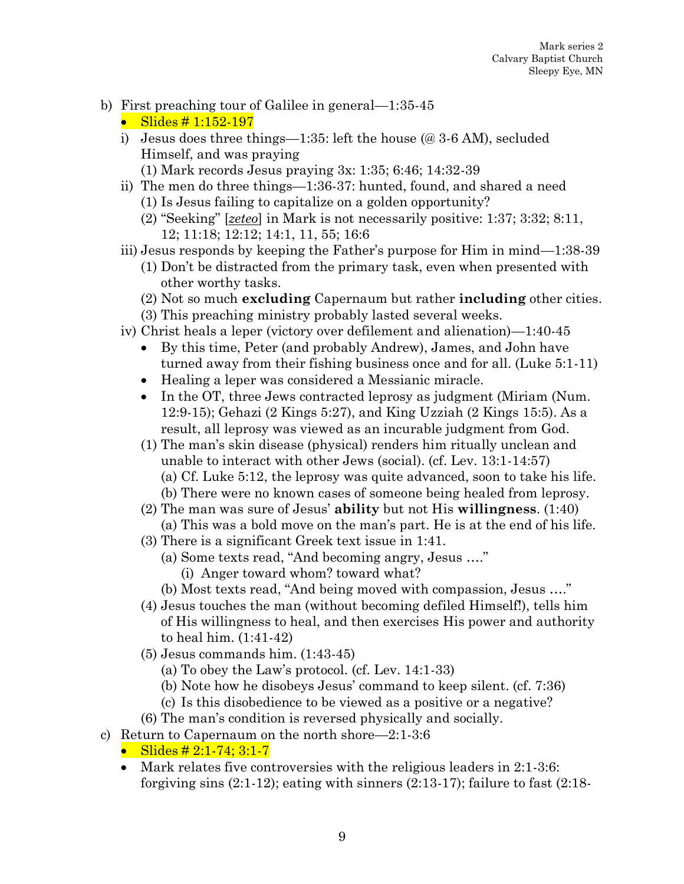b) First preaching tour of Galilee in general—1:35-45
   - Slides # 1:152-197
   
   i) Jesus does three things—1:35: left the house (@ 3-6 AM), secluded Himself, and was praying
      (1) Mark records Jesus praying 3x: 1:35; 6:46; 14:32-39
   
   ii) The men do three things—1:36-37: hunted, found, and shared a need
      (1) Is Jesus failing to capitalize on a golden opportunity?
      (2) "Seeking" [*zeteo*] in Mark is not necessarily positive: 1:37; 3:32; 8:11, 12; 11:18; 12:12; 14:1, 11, 55; 16:6
   
   iii) Jesus responds by keeping the Father's purpose for Him in mind—1:38-39
      (1) Don't be distracted from the primary task, even when presented with other worthy tasks.
      (2) Not so much **excluding** Capernaum but rather **including** other cities.
      (3) This preaching ministry probably lasted several weeks.
   
   iv) Christ heals a leper (victory over defilement and alienation)—1:40-45
      - By this time, Peter (and probably Andrew), James, and John have turned away from their fishing business once and for all. (Luke 5:1-11)
      - Healing a leper was considered a Messianic miracle.
      - In the OT, three Jews contracted leprosy as judgment (Miriam (Num. 12:9-15); Gehazi (2 Kings 5:27), and King Uzziah (2 Kings 15:5). As a result, all leprosy was viewed as an incurable judgment from God.
      
      (1) The man's skin disease (physical) renders him ritually unclean and unable to interact with other Jews (social). (cf. Lev. 13:1-14:57)
         (a) Cf. Luke 5:12, the leprosy was quite advanced, soon to take his life.
         (b) There were no known cases of someone being healed from leprosy.
      (2) The man was sure of Jesus' **ability** but not His **willingness**. (1:40)
         (a) This was a bold move on the man's part. He is at the end of his life.
      (3) There is a significant Greek text issue in 1:41.
         (a) Some texts read, "And becoming angry, Jesus …."
            (i) Anger toward whom? toward what?
         (b) Most texts read, "And being moved with compassion, Jesus …."
      (4) Jesus touches the man (without becoming defiled Himself!), tells him of His willingness to heal, and then exercises His power and authority to heal him. (1:41-42)
      (5) Jesus commands him. (1:43-45)
         (a) To obey the Law's protocol. (cf. Lev. 14:1-33)
         (b) Note how he disobeys Jesus' command to keep silent. (cf. 7:36)
         (c) Is this disobedience to be viewed as a positive or a negative?
      (6) The man's condition is reversed physically and socially.

c) Return to Capernaum on the north shore—2:1-3:6
   - Slides # 2:1-74; 3:1-7
   - Mark relates five controversies with the religious leaders in 2:1-3:6: forgiving sins (2:1-12); eating with sinners (2:13-17); failure to fast (2:18-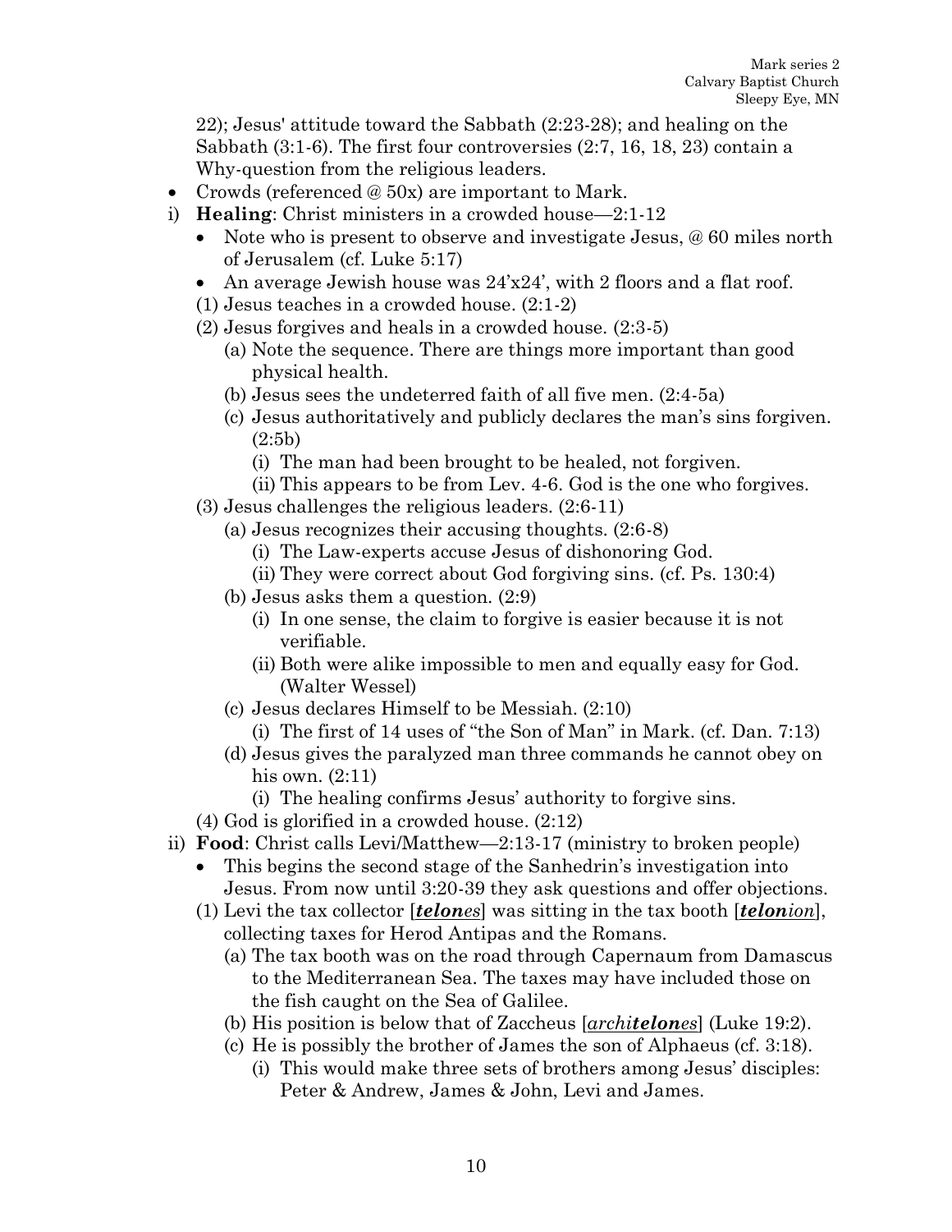22); Jesus' attitude toward the Sabbath (2:23-28); and healing on the Sabbath (3:1-6). The first four controversies (2:7, 16, 18, 23) contain a Why-question from the religious leaders.

- Crowds (referenced @ 50x) are important to Mark.

i) **Healing**: Christ ministers in a crowded house—2:1-12
   - Note who is present to observe and investigate Jesus, @ 60 miles north of Jerusalem (cf. Luke 5:17)
   - An average Jewish house was 24'x24', with 2 floors and a flat roof.

   (1) Jesus teaches in a crowded house. (2:1-2)

   (2) Jesus forgives and heals in a crowded house. (2:3-5)
      - (a) Note the sequence. There are things more important than good physical health.
      - (b) Jesus sees the undeterred faith of all five men. (2:4-5a)
      - (c) Jesus authoritatively and publicly declares the man's sins forgiven. (2:5b)
         - (i) The man had been brought to be healed, not forgiven.
         - (ii) This appears to be from Lev. 4-6. God is the one who forgives.

   (3) Jesus challenges the religious leaders. (2:6-11)
      - (a) Jesus recognizes their accusing thoughts. (2:6-8)
         - (i) The Law-experts accuse Jesus of dishonoring God.
         - (ii) They were correct about God forgiving sins. (cf. Ps. 130:4)
      - (b) Jesus asks them a question. (2:9)
         - (i) In one sense, the claim to forgive is easier because it is not verifiable.
         - (ii) Both were alike impossible to men and equally easy for God. (Walter Wessel)
      - (c) Jesus declares Himself to be Messiah. (2:10)
         - (i) The first of 14 uses of "the Son of Man" in Mark. (cf. Dan. 7:13)
      - (d) Jesus gives the paralyzed man three commands he cannot obey on his own. (2:11)
         - (i) The healing confirms Jesus' authority to forgive sins.

   (4) God is glorified in a crowded house. (2:12)

ii) **Food**: Christ calls Levi/Matthew—2:13-17 (ministry to broken people)
   - This begins the second stage of the Sanhedrin's investigation into Jesus. From now until 3:20-39 they ask questions and offer objections.

   (1) Levi the tax collector [***telon**es*] was sitting in the tax booth [***telon**ion*], collecting taxes for Herod Antipas and the Romans.
      - (a) The tax booth was on the road through Capernaum from Damascus to the Mediterranean Sea. The taxes may have included those on the fish caught on the Sea of Galilee.
      - (b) His position is below that of Zaccheus [*archi**telon**es*] (Luke 19:2).
      - (c) He is possibly the brother of James the son of Alphaeus (cf. 3:18).
         - (i) This would make three sets of brothers among Jesus' disciples: Peter & Andrew, James & John, Levi and James.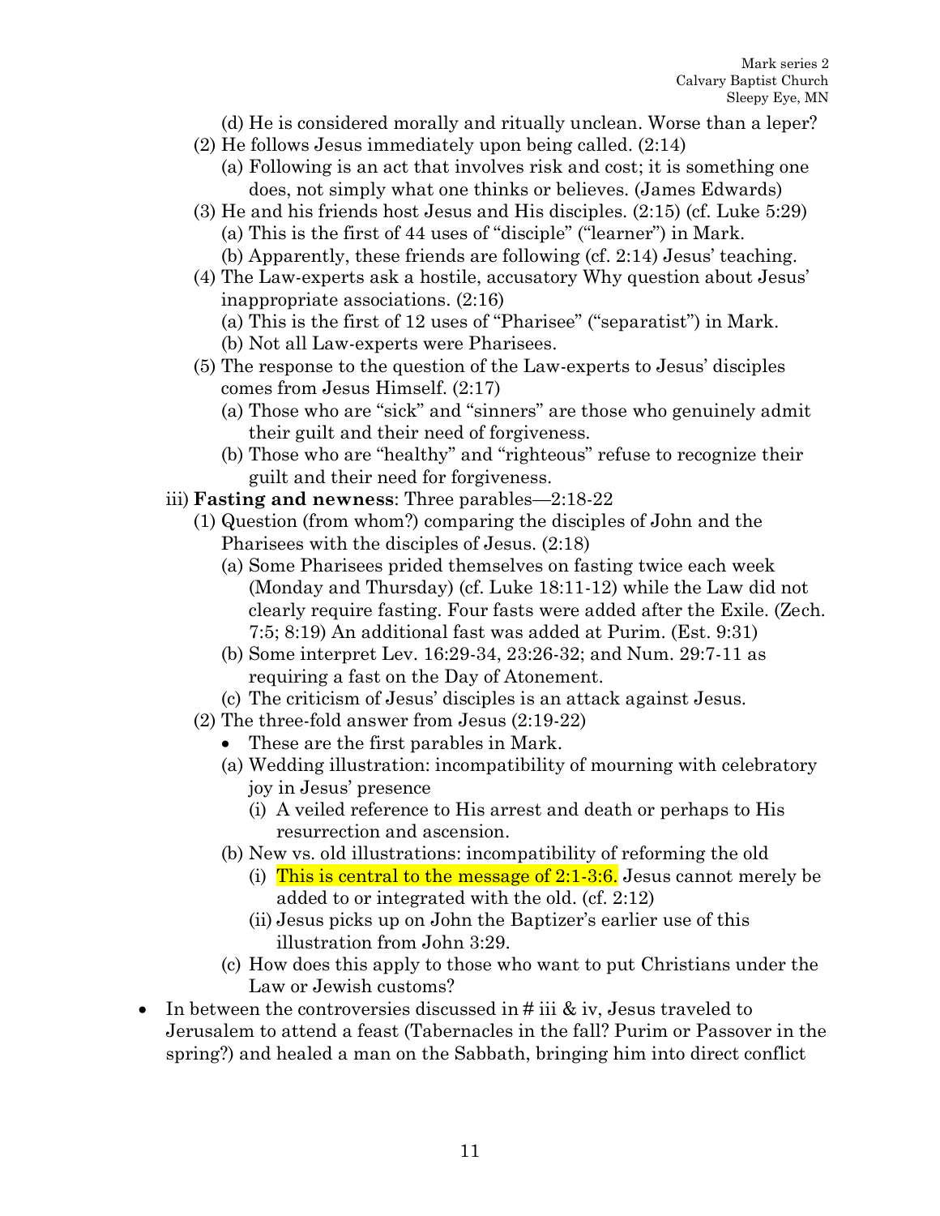- (d) He is considered morally and ritually unclean. Worse than a leper?
- (2) He follows Jesus immediately upon being called. (2:14)
  - (a) Following is an act that involves risk and cost; it is something one does, not simply what one thinks or believes. (James Edwards)
- (3) He and his friends host Jesus and His disciples. (2:15) (cf. Luke 5:29)
  - (a) This is the first of 44 uses of "disciple" ("learner") in Mark.
  - (b) Apparently, these friends are following (cf. 2:14) Jesus' teaching.
- (4) The Law-experts ask a hostile, accusatory Why question about Jesus' inappropriate associations. (2:16)
  - (a) This is the first of 12 uses of "Pharisee" ("separatist") in Mark.
  - (b) Not all Law-experts were Pharisees.
- (5) The response to the question of the Law-experts to Jesus' disciples comes from Jesus Himself. (2:17)
  - (a) Those who are "sick" and "sinners" are those who genuinely admit their guilt and their need of forgiveness.
  - (b) Those who are "healthy" and "righteous" refuse to recognize their guilt and their need for forgiveness.

iii) **Fasting and newness**: Three parables—2:18-22

- (1) Question (from whom?) comparing the disciples of John and the Pharisees with the disciples of Jesus. (2:18)
  - (a) Some Pharisees prided themselves on fasting twice each week (Monday and Thursday) (cf. Luke 18:11-12) while the Law did not clearly require fasting. Four fasts were added after the Exile. (Zech. 7:5; 8:19) An additional fast was added at Purim. (Est. 9:31)
  - (b) Some interpret Lev. 16:29-34, 23:26-32; and Num. 29:7-11 as requiring a fast on the Day of Atonement.
  - (c) The criticism of Jesus' disciples is an attack against Jesus.
- (2) The three-fold answer from Jesus (2:19-22)
  - These are the first parables in Mark.
  - (a) Wedding illustration: incompatibility of mourning with celebratory joy in Jesus' presence
    - (i) A veiled reference to His arrest and death or perhaps to His resurrection and ascension.
  - (b) New vs. old illustrations: incompatibility of reforming the old
    - (i) This is central to the message of 2:1-3:6. Jesus cannot merely be added to or integrated with the old. (cf. 2:12)
    - (ii) Jesus picks up on John the Baptizer's earlier use of this illustration from John 3:29.
  - (c) How does this apply to those who want to put Christians under the Law or Jewish customs?

- In between the controversies discussed in # iii & iv, Jesus traveled to Jerusalem to attend a feast (Tabernacles in the fall? Purim or Passover in the spring?) and healed a man on the Sabbath, bringing him into direct conflict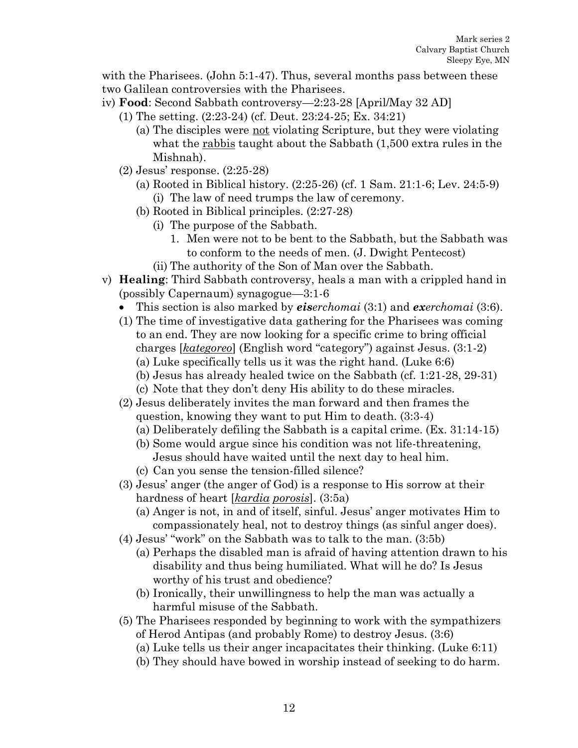with the Pharisees. (John 5:1-47). Thus, several months pass between these two Galilean controversies with the Pharisees.

- iv) **Food**: Second Sabbath controversy—2:23-28 [April/May 32 AD]
  - (1) The setting. (2:23-24) (cf. Deut. 23:24-25; Ex. 34:21)
    - (a) The disciples were <u>not</u> violating Scripture, but they were violating what the <u>rabbis</u> taught about the Sabbath (1,500 extra rules in the Mishnah).
  - (2) Jesus' response. (2:25-28)
    - (a) Rooted in Biblical history. (2:25-26) (cf. 1 Sam. 21:1-6; Lev. 24:5-9)
      - (i) The law of need trumps the law of ceremony.
    - (b) Rooted in Biblical principles. (2:27-28)
      - (i) The purpose of the Sabbath.
        1. Men were not to be bent to the Sabbath, but the Sabbath was to conform to the needs of men. (J. Dwight Pentecost)
      - (ii) The authority of the Son of Man over the Sabbath.
- v) **Healing**: Third Sabbath controversy, heals a man with a crippled hand in (possibly Capernaum) synagogue—3:1-6
  - This section is also marked by ***eis**erchomai* (3:1) and ***ex**erchomai* (3:6).
  - (1) The time of investigative data gathering for the Pharisees was coming to an end. They are now looking for a specific crime to bring official charges [<u>*kategoreo*</u>] (English word "category") against Jesus. (3:1-2)
    - (a) Luke specifically tells us it was the right hand. (Luke 6:6)
    - (b) Jesus has already healed twice on the Sabbath (cf. 1:21-28, 29-31)
    - (c) Note that they don't deny His ability to do these miracles.
  - (2) Jesus deliberately invites the man forward and then frames the question, knowing they want to put Him to death. (3:3-4)
    - (a) Deliberately defiling the Sabbath is a capital crime. (Ex. 31:14-15)
    - (b) Some would argue since his condition was not life-threatening, Jesus should have waited until the next day to heal him.
    - (c) Can you sense the tension-filled silence?
  - (3) Jesus' anger (the anger of God) is a response to His sorrow at their hardness of heart [<u>*kardia*</u> <u>*porosis*</u>]. (3:5a)
    - (a) Anger is not, in and of itself, sinful. Jesus' anger motivates Him to compassionately heal, not to destroy things (as sinful anger does).
  - (4) Jesus' "work" on the Sabbath was to talk to the man. (3:5b)
    - (a) Perhaps the disabled man is afraid of having attention drawn to his disability and thus being humiliated. What will he do? Is Jesus worthy of his trust and obedience?
    - (b) Ironically, their unwillingness to help the man was actually a harmful misuse of the Sabbath.
  - (5) The Pharisees responded by beginning to work with the sympathizers of Herod Antipas (and probably Rome) to destroy Jesus. (3:6)
    - (a) Luke tells us their anger incapacitates their thinking. (Luke 6:11)
    - (b) They should have bowed in worship instead of seeking to do harm.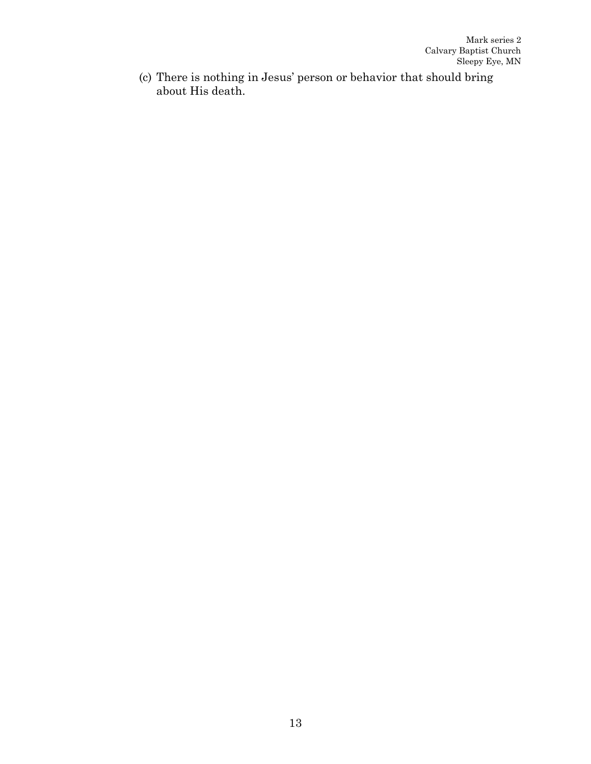(c) There is nothing in Jesus' person or behavior that should bring about His death.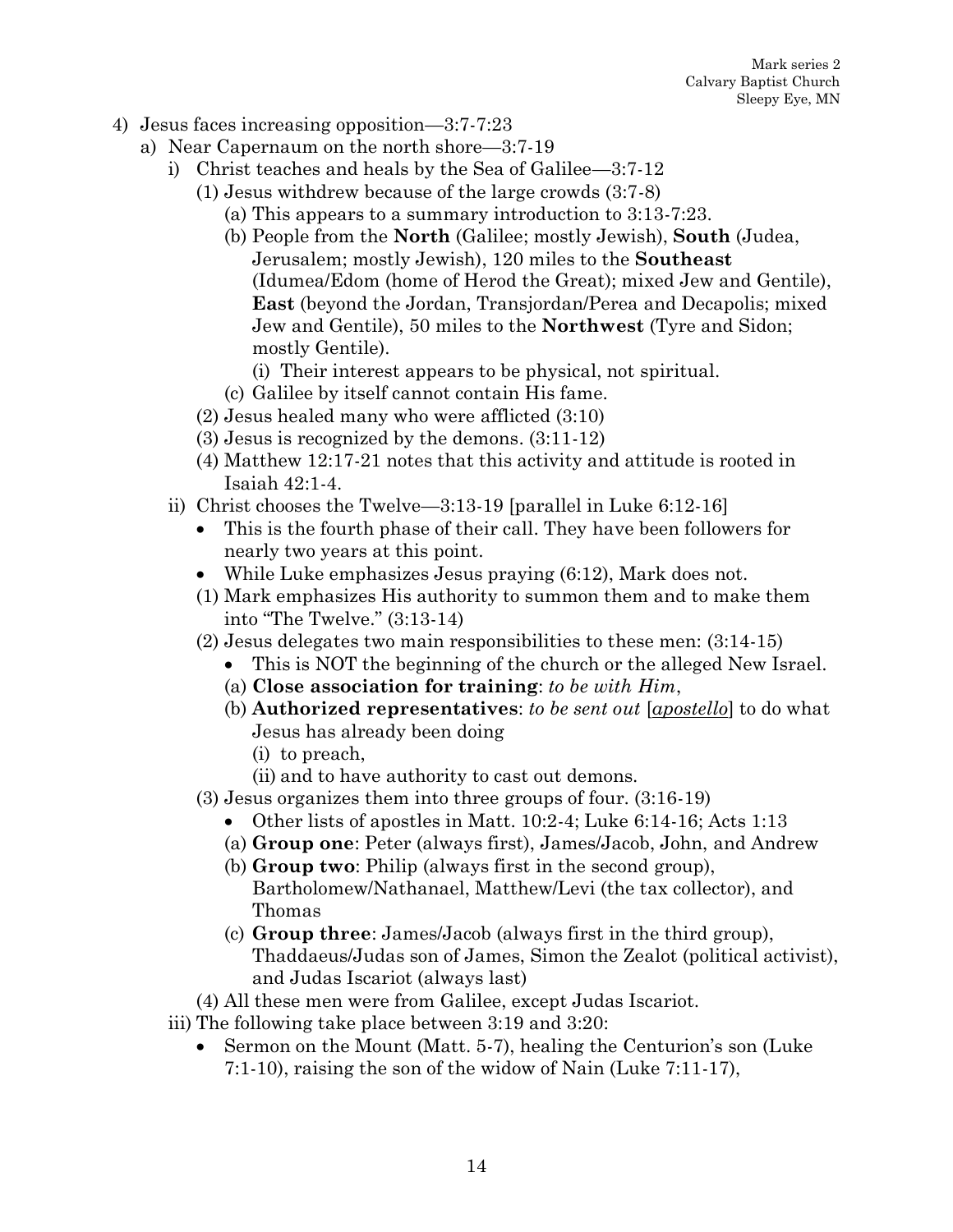4) Jesus faces increasing opposition—3:7-7:23
   a) Near Capernaum on the north shore—3:7-19
      i) Christ teaches and heals by the Sea of Galilee—3:7-12
         (1) Jesus withdrew because of the large crowds (3:7-8)
            (a) This appears to a summary introduction to 3:13-7:23.
            (b) People from the **North** (Galilee; mostly Jewish), **South** (Judea, Jerusalem; mostly Jewish), 120 miles to the **Southeast** (Idumea/Edom (home of Herod the Great); mixed Jew and Gentile), **East** (beyond the Jordan, Transjordan/Perea and Decapolis; mixed Jew and Gentile), 50 miles to the **Northwest** (Tyre and Sidon; mostly Gentile).
               (i) Their interest appears to be physical, not spiritual.
            (c) Galilee by itself cannot contain His fame.
         (2) Jesus healed many who were afflicted (3:10)
         (3) Jesus is recognized by the demons. (3:11-12)
         (4) Matthew 12:17-21 notes that this activity and attitude is rooted in Isaiah 42:1-4.
      ii) Christ chooses the Twelve—3:13-19 [parallel in Luke 6:12-16]
         - This is the fourth phase of their call. They have been followers for nearly two years at this point.
         - While Luke emphasizes Jesus praying (6:12), Mark does not.

         (1) Mark emphasizes His authority to summon them and to make them into "The Twelve." (3:13-14)
         (2) Jesus delegates two main responsibilities to these men: (3:14-15)
            - This is NOT the beginning of the church or the alleged New Israel.

            (a) **Close association for training**: *to be with Him*,
            (b) **Authorized representatives**: *to be sent out* [<u>*apostello*</u>] to do what Jesus has already been doing
               (i) to preach,
               (ii) and to have authority to cast out demons.
         (3) Jesus organizes them into three groups of four. (3:16-19)
            - Other lists of apostles in Matt. 10:2-4; Luke 6:14-16; Acts 1:13

            (a) **Group one**: Peter (always first), James/Jacob, John, and Andrew
            (b) **Group two**: Philip (always first in the second group), Bartholomew/Nathanael, Matthew/Levi (the tax collector), and Thomas
            (c) **Group three**: James/Jacob (always first in the third group), Thaddaeus/Judas son of James, Simon the Zealot (political activist), and Judas Iscariot (always last)
         (4) All these men were from Galilee, except Judas Iscariot.
      iii) The following take place between 3:19 and 3:20:
         - Sermon on the Mount (Matt. 5-7), healing the Centurion's son (Luke 7:1-10), raising the son of the widow of Nain (Luke 7:11-17),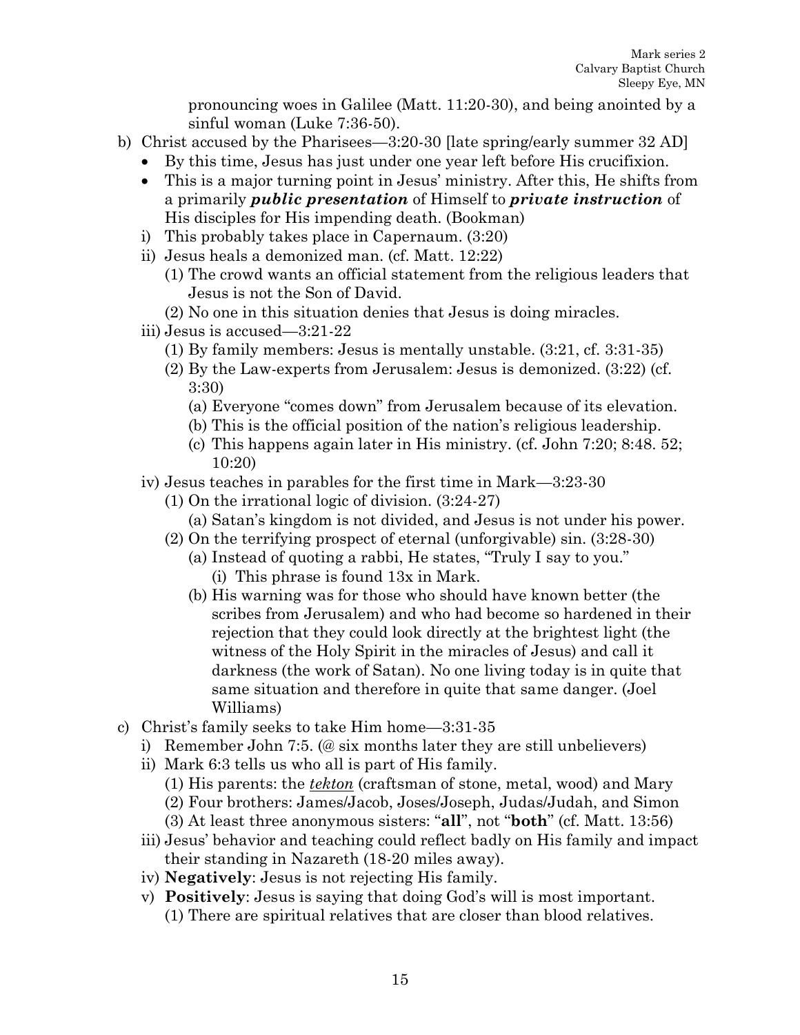pronouncing woes in Galilee (Matt. 11:20-30), and being anointed by a sinful woman (Luke 7:36-50).

b) Christ accused by the Pharisees—3:20-30 [late spring/early summer 32 AD]
   - By this time, Jesus has just under one year left before His crucifixion.
   - This is a major turning point in Jesus' ministry. After this, He shifts from a primarily ***public presentation*** of Himself to ***private instruction*** of His disciples for His impending death. (Bookman)

   i) This probably takes place in Capernaum. (3:20)
   ii) Jesus heals a demonized man. (cf. Matt. 12:22)
      (1) The crowd wants an official statement from the religious leaders that Jesus is not the Son of David.
      (2) No one in this situation denies that Jesus is doing miracles.
   iii) Jesus is accused—3:21-22
      (1) By family members: Jesus is mentally unstable. (3:21, cf. 3:31-35)
      (2) By the Law-experts from Jerusalem: Jesus is demonized. (3:22) (cf. 3:30)
         (a) Everyone "comes down" from Jerusalem because of its elevation.
         (b) This is the official position of the nation's religious leadership.
         (c) This happens again later in His ministry. (cf. John 7:20; 8:48. 52; 10:20)
   iv) Jesus teaches in parables for the first time in Mark—3:23-30
      (1) On the irrational logic of division. (3:24-27)
         (a) Satan's kingdom is not divided, and Jesus is not under his power.
      (2) On the terrifying prospect of eternal (unforgivable) sin. (3:28-30)
         (a) Instead of quoting a rabbi, He states, "Truly I say to you."
            (i) This phrase is found 13x in Mark.
         (b) His warning was for those who should have known better (the scribes from Jerusalem) and who had become so hardened in their rejection that they could look directly at the brightest light (the witness of the Holy Spirit in the miracles of Jesus) and call it darkness (the work of Satan). No one living today is in quite that same situation and therefore in quite that same danger. (Joel Williams)

c) Christ's family seeks to take Him home—3:31-35
   i) Remember John 7:5. (@ six months later they are still unbelievers)
   ii) Mark 6:3 tells us who all is part of His family.
      (1) His parents: the ***tekton*** (craftsman of stone, metal, wood) and Mary
      (2) Four brothers: James/Jacob, Joses/Joseph, Judas/Judah, and Simon
      (3) At least three anonymous sisters: "**all**", not "**both**" (cf. Matt. 13:56)
   iii) Jesus' behavior and teaching could reflect badly on His family and impact their standing in Nazareth (18-20 miles away).
   iv) **Negatively**: Jesus is not rejecting His family.
   v) **Positively**: Jesus is saying that doing God's will is most important.
      (1) There are spiritual relatives that are closer than blood relatives.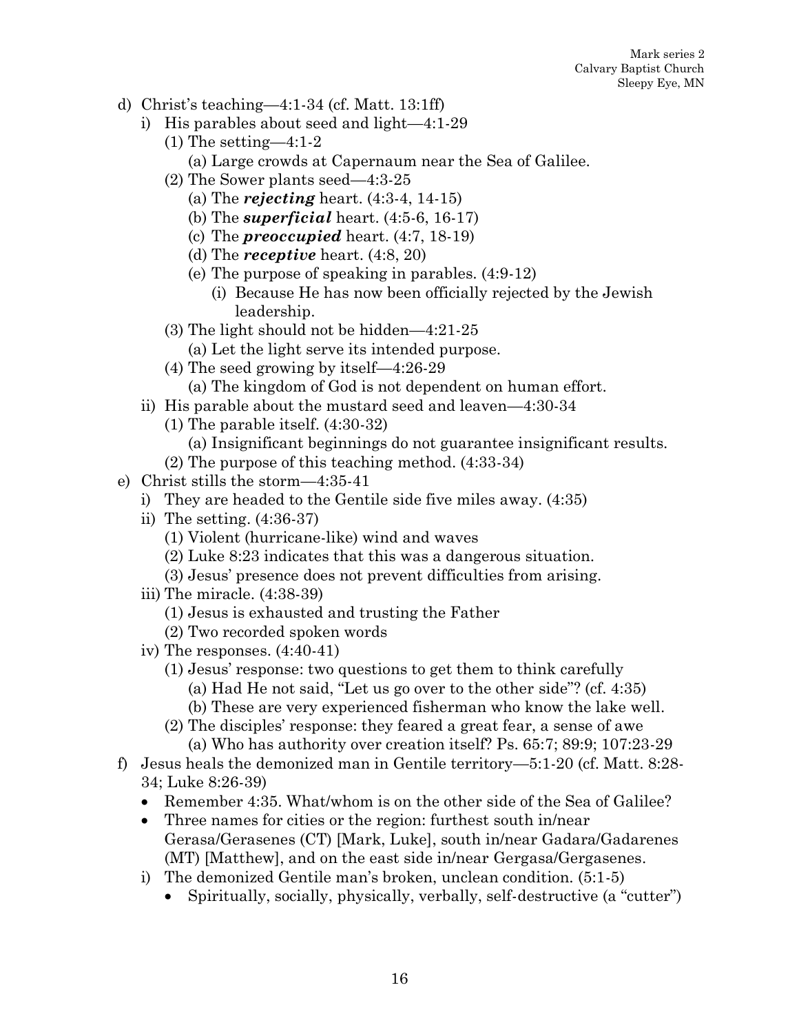- d) Christ's teaching—4:1-34 (cf. Matt. 13:1ff)
    - i) His parables about seed and light—4:1-29
        - (1) The setting—4:1-2
            - (a) Large crowds at Capernaum near the Sea of Galilee.
        - (2) The Sower plants seed—4:3-25
            - (a) The ***rejecting*** heart. (4:3-4, 14-15)
            - (b) The ***superficial*** heart. (4:5-6, 16-17)
            - (c) The ***preoccupied*** heart. (4:7, 18-19)
            - (d) The ***receptive*** heart. (4:8, 20)
            - (e) The purpose of speaking in parables. (4:9-12)
                - (i) Because He has now been officially rejected by the Jewish leadership.
        - (3) The light should not be hidden—4:21-25
            - (a) Let the light serve its intended purpose.
        - (4) The seed growing by itself—4:26-29
            - (a) The kingdom of God is not dependent on human effort.
    - ii) His parable about the mustard seed and leaven—4:30-34
        - (1) The parable itself. (4:30-32)
            - (a) Insignificant beginnings do not guarantee insignificant results.
        - (2) The purpose of this teaching method. (4:33-34)
- e) Christ stills the storm—4:35-41
    - i) They are headed to the Gentile side five miles away. (4:35)
    - ii) The setting. (4:36-37)
        - (1) Violent (hurricane-like) wind and waves
        - (2) Luke 8:23 indicates that this was a dangerous situation.
        - (3) Jesus' presence does not prevent difficulties from arising.
    - iii) The miracle. (4:38-39)
        - (1) Jesus is exhausted and trusting the Father
        - (2) Two recorded spoken words
    - iv) The responses. (4:40-41)
        - (1) Jesus' response: two questions to get them to think carefully
            - (a) Had He not said, "Let us go over to the other side"? (cf. 4:35)
            - (b) These are very experienced fisherman who know the lake well.
        - (2) The disciples' response: they feared a great fear, a sense of awe
            - (a) Who has authority over creation itself? Ps. 65:7; 89:9; 107:23-29
- f) Jesus heals the demonized man in Gentile territory—5:1-20 (cf. Matt. 8:28-34; Luke 8:26-39)
    - Remember 4:35. What/whom is on the other side of the Sea of Galilee?
    - Three names for cities or the region: furthest south in/near Gerasa/Gerasenes (CT) [Mark, Luke], south in/near Gadara/Gadarenes (MT) [Matthew], and on the east side in/near Gergasa/Gergasenes.
    - i) The demonized Gentile man's broken, unclean condition. (5:1-5)
        - Spiritually, socially, physically, verbally, self-destructive (a "cutter")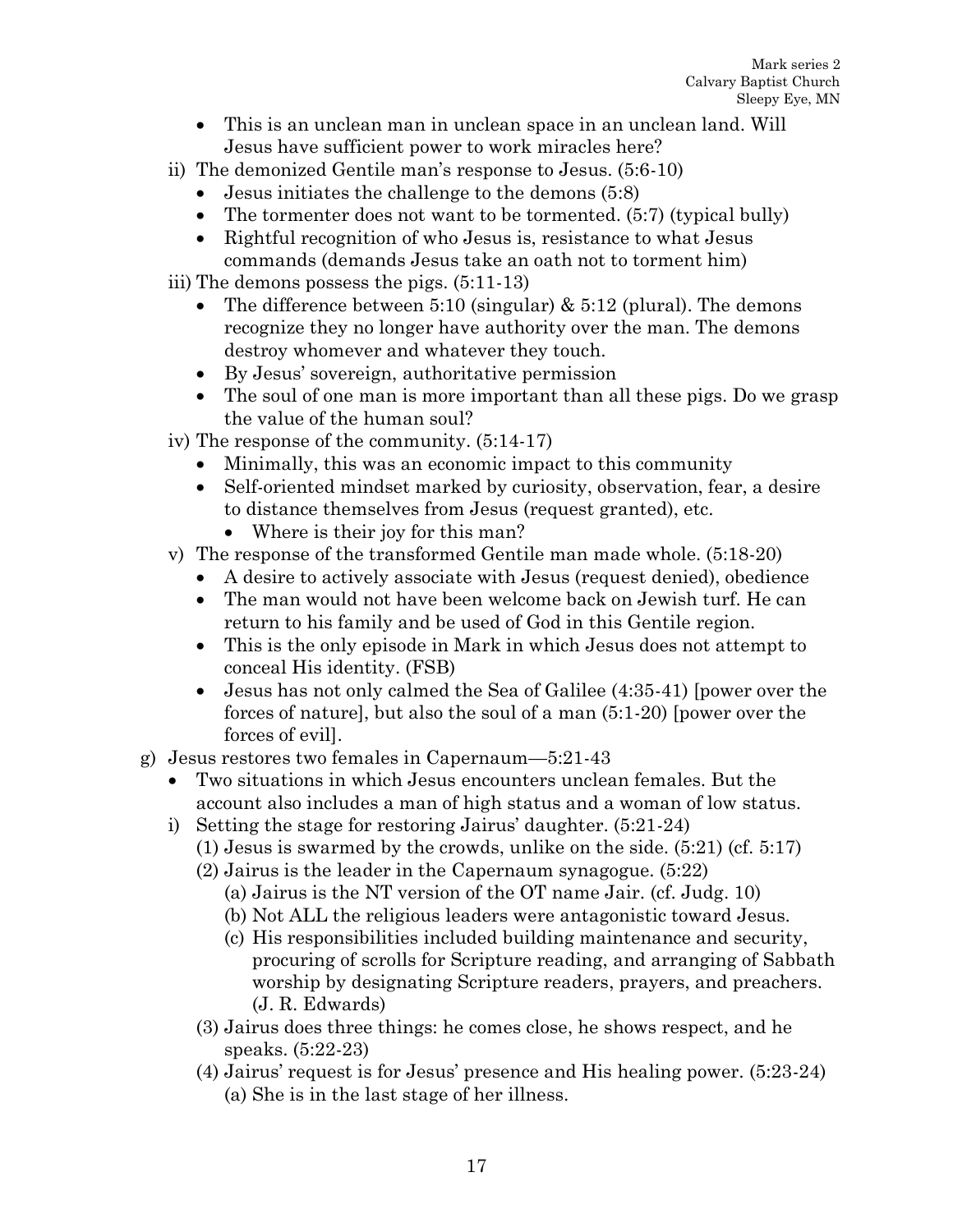- This is an unclean man in unclean space in an unclean land. Will Jesus have sufficient power to work miracles here?

ii) The demonized Gentile man's response to Jesus. (5:6-10)
   - Jesus initiates the challenge to the demons (5:8)
   - The tormenter does not want to be tormented. (5:7) (typical bully)
   - Rightful recognition of who Jesus is, resistance to what Jesus commands (demands Jesus take an oath not to torment him)

iii) The demons possess the pigs. (5:11-13)
   - The difference between 5:10 (singular) & 5:12 (plural). The demons recognize they no longer have authority over the man. The demons destroy whomever and whatever they touch.
   - By Jesus' sovereign, authoritative permission
   - The soul of one man is more important than all these pigs. Do we grasp the value of the human soul?

iv) The response of the community. (5:14-17)
   - Minimally, this was an economic impact to this community
   - Self-oriented mindset marked by curiosity, observation, fear, a desire to distance themselves from Jesus (request granted), etc.
     - Where is their joy for this man?

v) The response of the transformed Gentile man made whole. (5:18-20)
   - A desire to actively associate with Jesus (request denied), obedience
   - The man would not have been welcome back on Jewish turf. He can return to his family and be used of God in this Gentile region.
   - This is the only episode in Mark in which Jesus does not attempt to conceal His identity. (FSB)
   - Jesus has not only calmed the Sea of Galilee (4:35-41) [power over the forces of nature], but also the soul of a man (5:1-20) [power over the forces of evil].

g) Jesus restores two females in Capernaum—5:21-43
   - Two situations in which Jesus encounters unclean females. But the account also includes a man of high status and a woman of low status.

   i) Setting the stage for restoring Jairus' daughter. (5:21-24)
      (1) Jesus is swarmed by the crowds, unlike on the side. (5:21) (cf. 5:17)
      (2) Jairus is the leader in the Capernaum synagogue. (5:22)
         (a) Jairus is the NT version of the OT name Jair. (cf. Judg. 10)
         (b) Not ALL the religious leaders were antagonistic toward Jesus.
         (c) His responsibilities included building maintenance and security, procuring of scrolls for Scripture reading, and arranging of Sabbath worship by designating Scripture readers, prayers, and preachers. (J. R. Edwards)
      (3) Jairus does three things: he comes close, he shows respect, and he speaks. (5:22-23)
      (4) Jairus' request is for Jesus' presence and His healing power. (5:23-24)
         (a) She is in the last stage of her illness.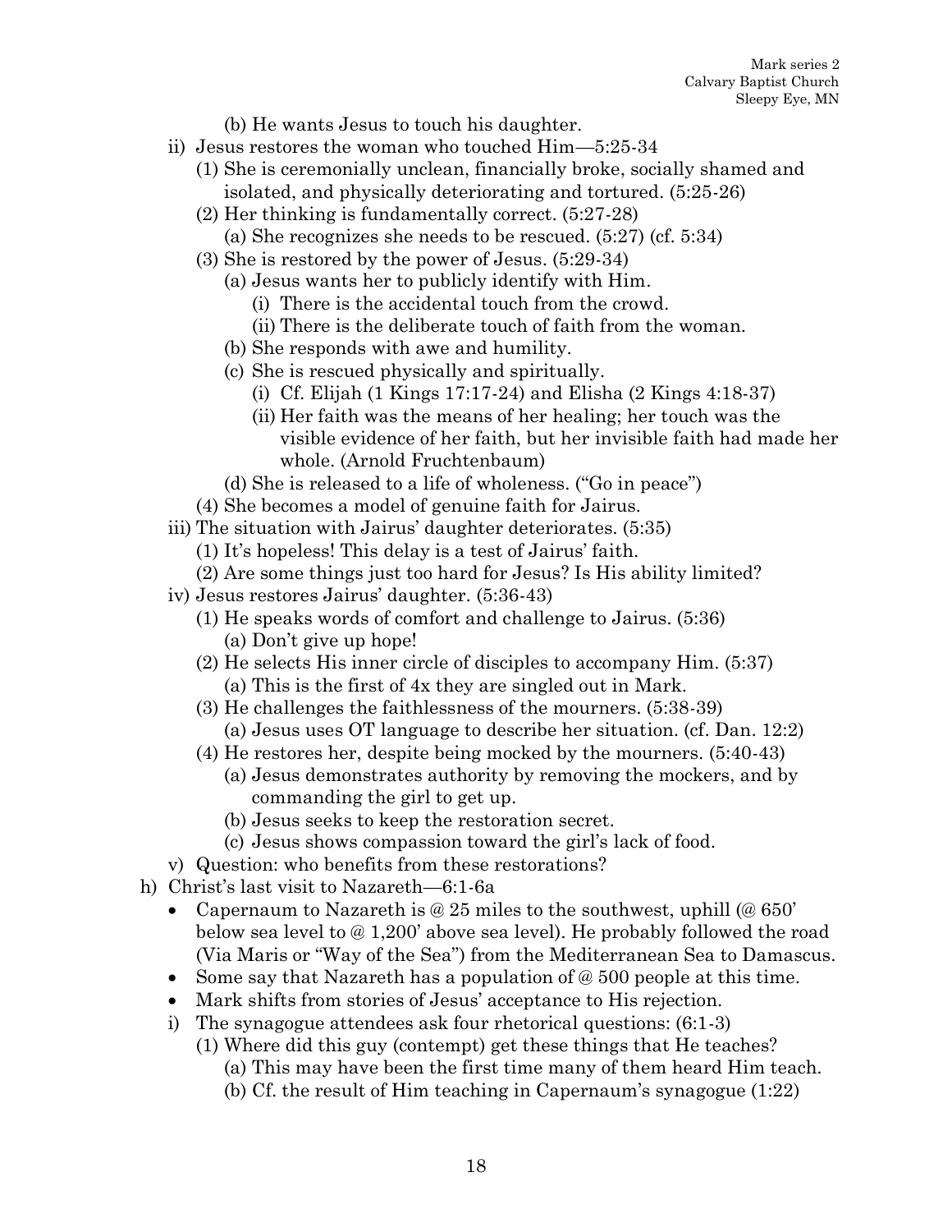(b) He wants Jesus to touch his daughter.
   ii) Jesus restores the woman who touched Him—5:25-34
      (1) She is ceremonially unclean, financially broke, socially shamed and isolated, and physically deteriorating and tortured. (5:25-26)
      (2) Her thinking is fundamentally correct. (5:27-28)
         (a) She recognizes she needs to be rescued. (5:27) (cf. 5:34)
      (3) She is restored by the power of Jesus. (5:29-34)
         (a) Jesus wants her to publicly identify with Him.
            (i) There is the accidental touch from the crowd.
            (ii) There is the deliberate touch of faith from the woman.
         (b) She responds with awe and humility.
         (c) She is rescued physically and spiritually.
            (i) Cf. Elijah (1 Kings 17:17-24) and Elisha (2 Kings 4:18-37)
            (ii) Her faith was the means of her healing; her touch was the visible evidence of her faith, but her invisible faith had made her whole. (Arnold Fruchtenbaum)
         (d) She is released to a life of wholeness. ("Go in peace")
      (4) She becomes a model of genuine faith for Jairus.
   iii) The situation with Jairus' daughter deteriorates. (5:35)
      (1) It's hopeless! This delay is a test of Jairus' faith.
      (2) Are some things just too hard for Jesus? Is His ability limited?
   iv) Jesus restores Jairus' daughter. (5:36-43)
      (1) He speaks words of comfort and challenge to Jairus. (5:36)
         (a) Don't give up hope!
      (2) He selects His inner circle of disciples to accompany Him. (5:37)
         (a) This is the first of 4x they are singled out in Mark.
      (3) He challenges the faithlessness of the mourners. (5:38-39)
         (a) Jesus uses OT language to describe her situation. (cf. Dan. 12:2)
      (4) He restores her, despite being mocked by the mourners. (5:40-43)
         (a) Jesus demonstrates authority by removing the mockers, and by commanding the girl to get up.
         (b) Jesus seeks to keep the restoration secret.
         (c) Jesus shows compassion toward the girl's lack of food.
   v) Question: who benefits from these restorations?

h) Christ's last visit to Nazareth—6:1-6a
   - Capernaum to Nazareth is @ 25 miles to the southwest, uphill (@ 650' below sea level to @ 1,200' above sea level). He probably followed the road (Via Maris or "Way of the Sea") from the Mediterranean Sea to Damascus.
   - Some say that Nazareth has a population of @ 500 people at this time.
   - Mark shifts from stories of Jesus' acceptance to His rejection.
   i) The synagogue attendees ask four rhetorical questions: (6:1-3)
      (1) Where did this guy (contempt) get these things that He teaches?
         (a) This may have been the first time many of them heard Him teach.
         (b) Cf. the result of Him teaching in Capernaum's synagogue (1:22)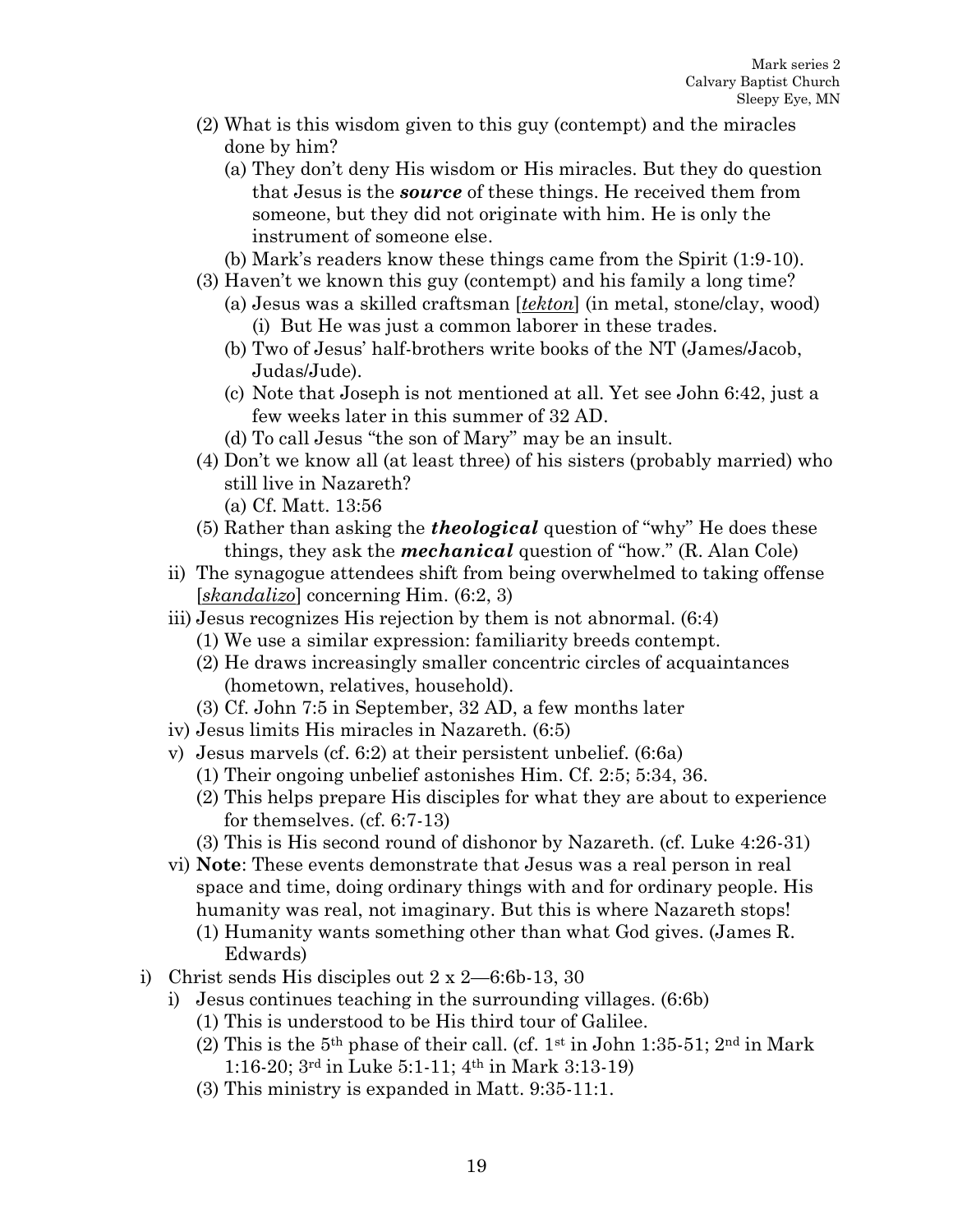(2) What is this wisdom given to this guy (contempt) and the miracles done by him?

(a) They don't deny His wisdom or His miracles. But they do question that Jesus is the ***source*** of these things. He received them from someone, but they did not originate with him. He is only the instrument of someone else.

(b) Mark's readers know these things came from the Spirit (1:9-10).

(3) Haven't we known this guy (contempt) and his family a long time?

(a) Jesus was a skilled craftsman [*tekton*] (in metal, stone/clay, wood)

(i) But He was just a common laborer in these trades.

(b) Two of Jesus' half-brothers write books of the NT (James/Jacob, Judas/Jude).

(c) Note that Joseph is not mentioned at all. Yet see John 6:42, just a few weeks later in this summer of 32 AD.

(d) To call Jesus "the son of Mary" may be an insult.

(4) Don't we know all (at least three) of his sisters (probably married) who still live in Nazareth?

(a) Cf. Matt. 13:56

(5) Rather than asking the ***theological*** question of "why" He does these things, they ask the ***mechanical*** question of "how." (R. Alan Cole)

ii) The synagogue attendees shift from being overwhelmed to taking offense [*skandalizo*] concerning Him. (6:2, 3)

iii) Jesus recognizes His rejection by them is not abnormal. (6:4)

(1) We use a similar expression: familiarity breeds contempt.

(2) He draws increasingly smaller concentric circles of acquaintances (hometown, relatives, household).

(3) Cf. John 7:5 in September, 32 AD, a few months later

iv) Jesus limits His miracles in Nazareth. (6:5)

v) Jesus marvels (cf. 6:2) at their persistent unbelief. (6:6a)

(1) Their ongoing unbelief astonishes Him. Cf. 2:5; 5:34, 36.

(2) This helps prepare His disciples for what they are about to experience for themselves. (cf. 6:7-13)

(3) This is His second round of dishonor by Nazareth. (cf. Luke 4:26-31)

vi) **Note**: These events demonstrate that Jesus was a real person in real space and time, doing ordinary things with and for ordinary people. His humanity was real, not imaginary. But this is where Nazareth stops!

(1) Humanity wants something other than what God gives. (James R. Edwards)

i) Christ sends His disciples out 2 x 2—6:6b-13, 30

i) Jesus continues teaching in the surrounding villages. (6:6b)

(1) This is understood to be His third tour of Galilee.

(2) This is the 5th phase of their call. (cf. 1st in John 1:35-51; 2nd in Mark 1:16-20; 3rd in Luke 5:1-11; 4th in Mark 3:13-19)

(3) This ministry is expanded in Matt. 9:35-11:1.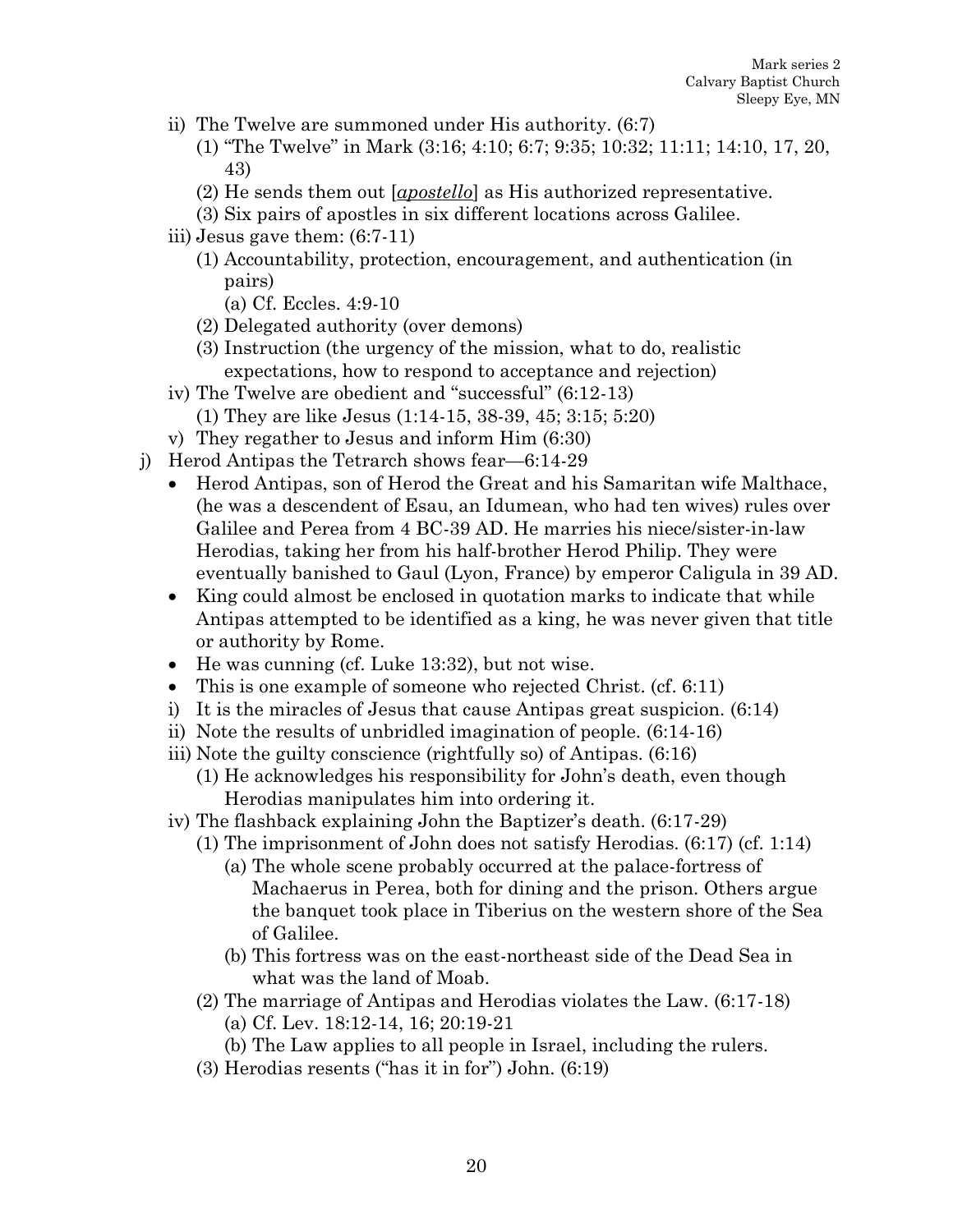- ii) The Twelve are summoned under His authority. (6:7)
  - (1) "The Twelve" in Mark (3:16; 4:10; 6:7; 9:35; 10:32; 11:11; 14:10, 17, 20, 43)
  - (2) He sends them out [*apostello*] as His authorized representative.
  - (3) Six pairs of apostles in six different locations across Galilee.
- iii) Jesus gave them: (6:7-11)
  - (1) Accountability, protection, encouragement, and authentication (in pairs)
    - (a) Cf. Eccles. 4:9-10
  - (2) Delegated authority (over demons)
  - (3) Instruction (the urgency of the mission, what to do, realistic expectations, how to respond to acceptance and rejection)
- iv) The Twelve are obedient and "successful" (6:12-13)
  - (1) They are like Jesus (1:14-15, 38-39, 45; 3:15; 5:20)
- v) They regather to Jesus and inform Him (6:30)

j) Herod Antipas the Tetrarch shows fear—6:14-29

- Herod Antipas, son of Herod the Great and his Samaritan wife Malthace, (he was a descendent of Esau, an Idumean, who had ten wives) rules over Galilee and Perea from 4 BC-39 AD. He marries his niece/sister-in-law Herodias, taking her from his half-brother Herod Philip. They were eventually banished to Gaul (Lyon, France) by emperor Caligula in 39 AD.
- King could almost be enclosed in quotation marks to indicate that while Antipas attempted to be identified as a king, he was never given that title or authority by Rome.
- He was cunning (cf. Luke 13:32), but not wise.
- This is one example of someone who rejected Christ. (cf. 6:11)

- i) It is the miracles of Jesus that cause Antipas great suspicion. (6:14)
- ii) Note the results of unbridled imagination of people. (6:14-16)
- iii) Note the guilty conscience (rightfully so) of Antipas. (6:16)
  - (1) He acknowledges his responsibility for John's death, even though Herodias manipulates him into ordering it.
- iv) The flashback explaining John the Baptizer's death. (6:17-29)
  - (1) The imprisonment of John does not satisfy Herodias. (6:17) (cf. 1:14)
    - (a) The whole scene probably occurred at the palace-fortress of Machaerus in Perea, both for dining and the prison. Others argue the banquet took place in Tiberius on the western shore of the Sea of Galilee.
    - (b) This fortress was on the east-northeast side of the Dead Sea in what was the land of Moab.
  - (2) The marriage of Antipas and Herodias violates the Law. (6:17-18)
    - (a) Cf. Lev. 18:12-14, 16; 20:19-21
    - (b) The Law applies to all people in Israel, including the rulers.
  - (3) Herodias resents ("has it in for") John. (6:19)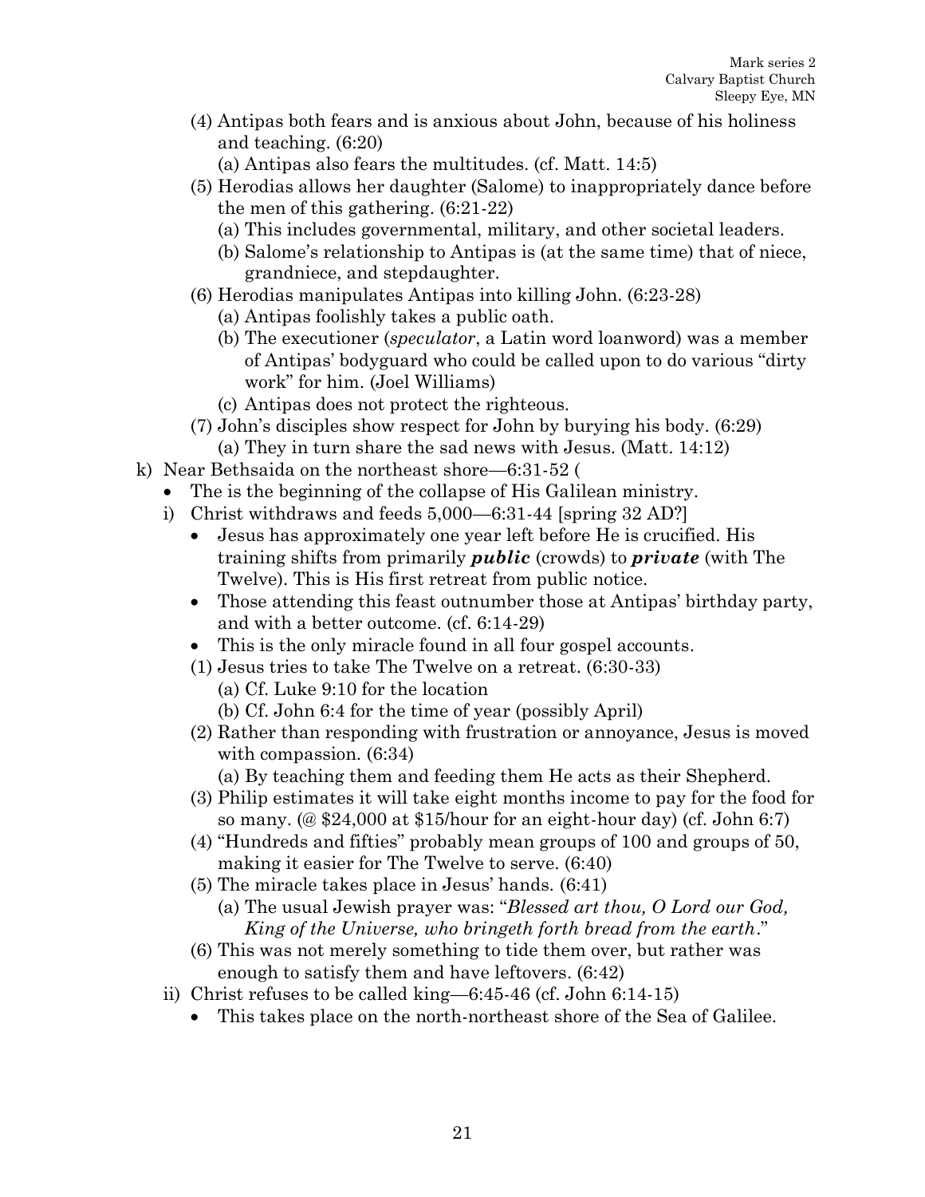- (4) Antipas both fears and is anxious about John, because of his holiness and teaching. (6:20)
    - (a) Antipas also fears the multitudes. (cf. Matt. 14:5)
- (5) Herodias allows her daughter (Salome) to inappropriately dance before the men of this gathering. (6:21-22)
    - (a) This includes governmental, military, and other societal leaders.
    - (b) Salome's relationship to Antipas is (at the same time) that of niece, grandniece, and stepdaughter.
- (6) Herodias manipulates Antipas into killing John. (6:23-28)
    - (a) Antipas foolishly takes a public oath.
    - (b) The executioner (*speculator*, a Latin word loanword) was a member of Antipas' bodyguard who could be called upon to do various "dirty work" for him. (Joel Williams)
    - (c) Antipas does not protect the righteous.
- (7) John's disciples show respect for John by burying his body. (6:29)
    - (a) They in turn share the sad news with Jesus. (Matt. 14:12)

k) Near Bethsaida on the northeast shore—6:31-52 (

- The is the beginning of the collapse of His Galilean ministry.

i) Christ withdraws and feeds 5,000—6:31-44 [spring 32 AD?]

- Jesus has approximately one year left before He is crucified. His training shifts from primarily ***public*** (crowds) to ***private*** (with The Twelve). This is His first retreat from public notice.
- Those attending this feast outnumber those at Antipas' birthday party, and with a better outcome. (cf. 6:14-29)
- This is the only miracle found in all four gospel accounts.

- (1) Jesus tries to take The Twelve on a retreat. (6:30-33)
    - (a) Cf. Luke 9:10 for the location
    - (b) Cf. John 6:4 for the time of year (possibly April)
- (2) Rather than responding with frustration or annoyance, Jesus is moved with compassion. (6:34)
    - (a) By teaching them and feeding them He acts as their Shepherd.
- (3) Philip estimates it will take eight months income to pay for the food for so many. (@ $24,000 at $15/hour for an eight-hour day) (cf. John 6:7)
- (4) "Hundreds and fifties" probably mean groups of 100 and groups of 50, making it easier for The Twelve to serve. (6:40)
- (5) The miracle takes place in Jesus' hands. (6:41)
    - (a) The usual Jewish prayer was: "*Blessed art thou, O Lord our God, King of the Universe, who bringeth forth bread from the earth*."
- (6) This was not merely something to tide them over, but rather was enough to satisfy them and have leftovers. (6:42)

ii) Christ refuses to be called king—6:45-46 (cf. John 6:14-15)

- This takes place on the north-northeast shore of the Sea of Galilee.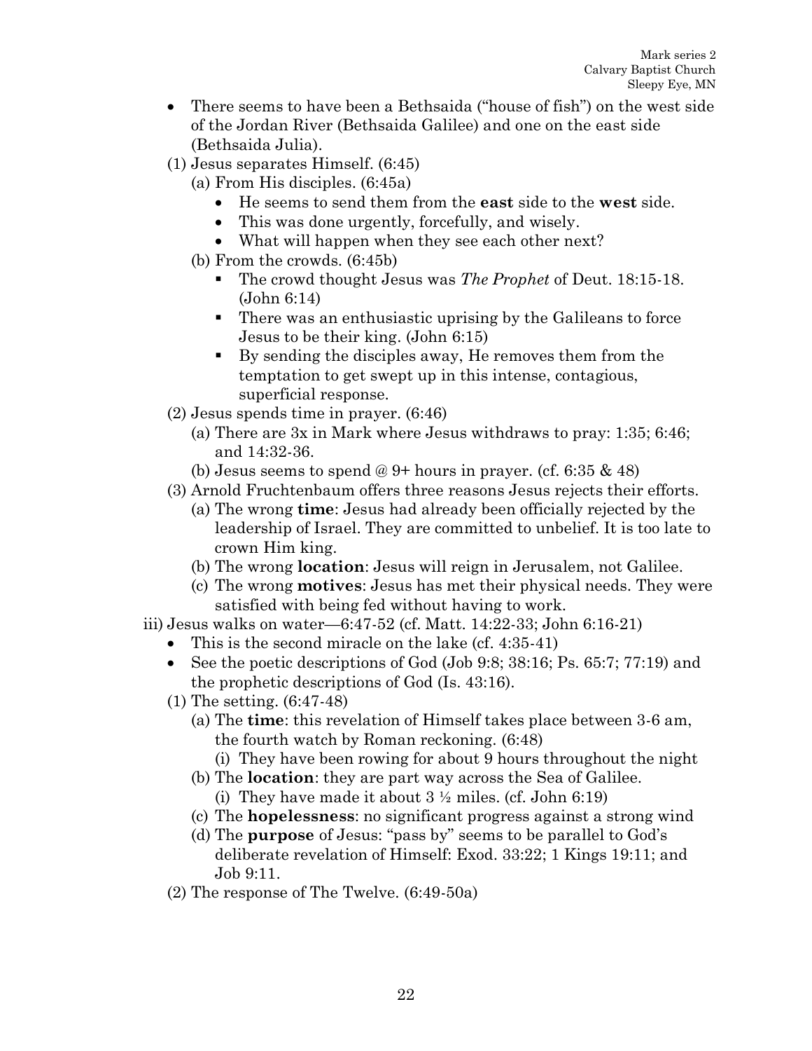- There seems to have been a Bethsaida ("house of fish") on the west side of the Jordan River (Bethsaida Galilee) and one on the east side (Bethsaida Julia).

(1) Jesus separates Himself. (6:45)

  (a) From His disciples. (6:45a)
  - He seems to send them from the **east** side to the **west** side.
  - This was done urgently, forcefully, and wisely.
  - What will happen when they see each other next?

  (b) From the crowds. (6:45b)
  - The crowd thought Jesus was *The Prophet* of Deut. 18:15-18. (John 6:14)
  - There was an enthusiastic uprising by the Galileans to force Jesus to be their king. (John 6:15)
  - By sending the disciples away, He removes them from the temptation to get swept up in this intense, contagious, superficial response.

(2) Jesus spends time in prayer. (6:46)

  (a) There are 3x in Mark where Jesus withdraws to pray: 1:35; 6:46; and 14:32-36.

  (b) Jesus seems to spend @ 9+ hours in prayer. (cf. 6:35 & 48)

(3) Arnold Fruchtenbaum offers three reasons Jesus rejects their efforts.

  (a) The wrong **time**: Jesus had already been officially rejected by the leadership of Israel. They are committed to unbelief. It is too late to crown Him king.

  (b) The wrong **location**: Jesus will reign in Jerusalem, not Galilee.

  (c) The wrong **motives**: Jesus has met their physical needs. They were satisfied with being fed without having to work.

iii) Jesus walks on water—6:47-52 (cf. Matt. 14:22-33; John 6:16-21)

- This is the second miracle on the lake (cf. 4:35-41)
- See the poetic descriptions of God (Job 9:8; 38:16; Ps. 65:7; 77:19) and the prophetic descriptions of God (Is. 43:16).

(1) The setting. (6:47-48)

  (a) The **time**: this revelation of Himself takes place between 3-6 am, the fourth watch by Roman reckoning. (6:48)

    (i) They have been rowing for about 9 hours throughout the night

  (b) The **location**: they are part way across the Sea of Galilee.

    (i) They have made it about 3 ½ miles. (cf. John 6:19)

  (c) The **hopelessness**: no significant progress against a strong wind

  (d) The **purpose** of Jesus: "pass by" seems to be parallel to God's deliberate revelation of Himself: Exod. 33:22; 1 Kings 19:11; and Job 9:11.

(2) The response of The Twelve. (6:49-50a)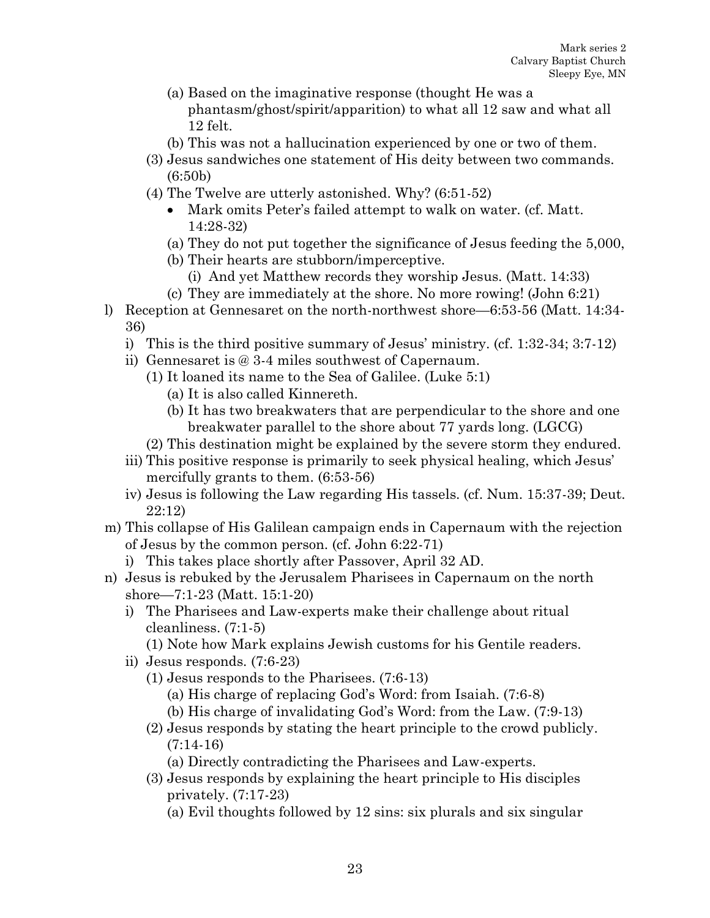(a) Based on the imaginative response (thought He was a phantasm/ghost/spirit/apparition) to what all 12 saw and what all 12 felt.

(b) This was not a hallucination experienced by one or two of them.

(3) Jesus sandwiches one statement of His deity between two commands. (6:50b)

(4) The Twelve are utterly astonished. Why? (6:51-52)

- Mark omits Peter's failed attempt to walk on water. (cf. Matt. 14:28-32)

(a) They do not put together the significance of Jesus feeding the 5,000,

(b) Their hearts are stubborn/imperceptive.

(i) And yet Matthew records they worship Jesus. (Matt. 14:33)

(c) They are immediately at the shore. No more rowing! (John 6:21)

l) Reception at Gennesaret on the north-northwest shore—6:53-56 (Matt. 14:34-36)

i) This is the third positive summary of Jesus' ministry. (cf. 1:32-34; 3:7-12)

ii) Gennesaret is @ 3-4 miles southwest of Capernaum.

(1) It loaned its name to the Sea of Galilee. (Luke 5:1)

(a) It is also called Kinnereth.

(b) It has two breakwaters that are perpendicular to the shore and one breakwater parallel to the shore about 77 yards long. (LGCG)

(2) This destination might be explained by the severe storm they endured.

iii) This positive response is primarily to seek physical healing, which Jesus' mercifully grants to them. (6:53-56)

iv) Jesus is following the Law regarding His tassels. (cf. Num. 15:37-39; Deut. 22:12)

m) This collapse of His Galilean campaign ends in Capernaum with the rejection of Jesus by the common person. (cf. John 6:22-71)

i) This takes place shortly after Passover, April 32 AD.

n) Jesus is rebuked by the Jerusalem Pharisees in Capernaum on the north shore—7:1-23 (Matt. 15:1-20)

i) The Pharisees and Law-experts make their challenge about ritual cleanliness. (7:1-5)

(1) Note how Mark explains Jewish customs for his Gentile readers.

ii) Jesus responds. (7:6-23)

(1) Jesus responds to the Pharisees. (7:6-13)

(a) His charge of replacing God's Word: from Isaiah. (7:6-8)

(b) His charge of invalidating God's Word: from the Law. (7:9-13)

(2) Jesus responds by stating the heart principle to the crowd publicly. (7:14-16)

(a) Directly contradicting the Pharisees and Law-experts.

(3) Jesus responds by explaining the heart principle to His disciples privately. (7:17-23)

(a) Evil thoughts followed by 12 sins: six plurals and six singular